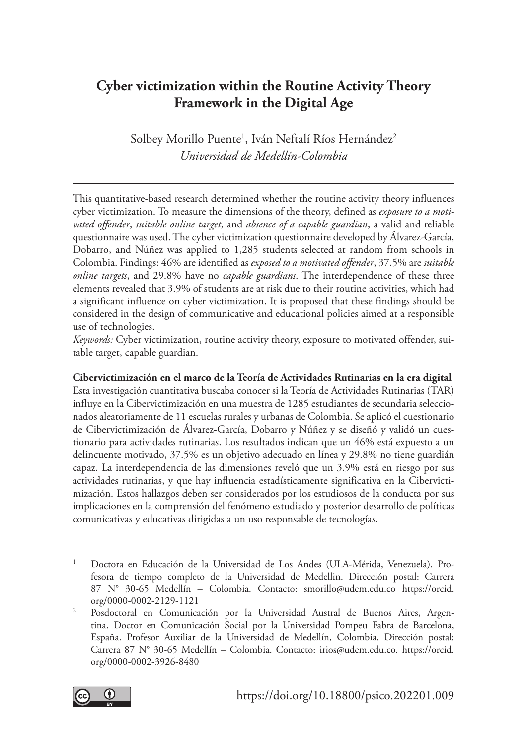# Cyber victimization within the Routine Activity Theory Framework in the Digital Age

Solbey Morillo Puente[1], Iván Neftalí Ríos Hernández[2]

*Universidad de Medellín-Colombia*

---

This quantitative-based research determined whether the routine activity theory influences cyber victimization. To measure the dimensions of the theory, defined as *exposure to a motivated offender*, *suitable online target*, and *absence of a capable guardian*, a valid and reliable questionnaire was used. The cyber victimization questionnaire developed by Álvarez-García, Dobarro, and Núñez was applied to 1,285 students selected at random from schools in Colombia. Findings: 46% are identified as *exposed to a motivated offender*, 37.5% are *suitable online targets*, and 29.8% have no *capable guardians*. The interdependence of these three elements revealed that 3.9% of students are at risk due to their routine activities, which had a significant influence on cyber victimization. It is proposed that these findings should be considered in the design of communicative and educational policies aimed at a responsible use of technologies.

*Keywords:* Cyber victimization, routine activity theory, exposure to motivated offender, suitable target, capable guardian.

**Cibervictimización en el marco de la Teoría de Actividades Rutinarias en la era digital**

Esta investigación cuantitativa buscaba conocer si la Teoría de Actividades Rutinarias (TAR) influye en la Cibervictimización en una muestra de 1285 estudiantes de secundaria seleccionados aleatoriamente de 11 escuelas rurales y urbanas de Colombia. Se aplicó el cuestionario de Cibervictimización de Álvarez-García, Dobarro y Núñez y se diseñó y validó un cuestionario para actividades rutinarias. Los resultados indican que un 46% está expuesto a un delincuente motivado, 37.5% es un objetivo adecuado en línea y 29.8% no tiene guardián capaz. La interdependencia de las dimensiones reveló que un 3.9% está en riesgo por sus actividades rutinarias, y que hay influencia estadísticamente significativa en la Cibervictimización. Estos hallazgos deben ser considerados por los estudiosos de la conducta por sus implicaciones en la comprensión del fenómeno estudiado y posterior desarrollo de políticas comunicativas y educativas dirigidas a un uso responsable de tecnologías.

---

[1] Doctora en Educación de la Universidad de Los Andes (ULA-Mérida, Venezuela). Profesora de tiempo completo de la Universidad de Medellin. Dirección postal: Carrera 87 N° 30-65 Medellín – Colombia. Contacto: smorillo@udem.edu.co https://orcid.org/0000-0002-2129-1121

[2] Posdoctoral en Comunicación por la Universidad Austral de Buenos Aires, Argentina. Doctor en Comunicación Social por la Universidad Pompeu Fabra de Barcelona, España. Profesor Auxiliar de la Universidad de Medellín, Colombia. Dirección postal: Carrera 87 N° 30-65 Medellín – Colombia. Contacto: irios@udem.edu.co. https://orcid.org/0000-0002-3926-8480

https://doi.org/10.18800/psico.202201.009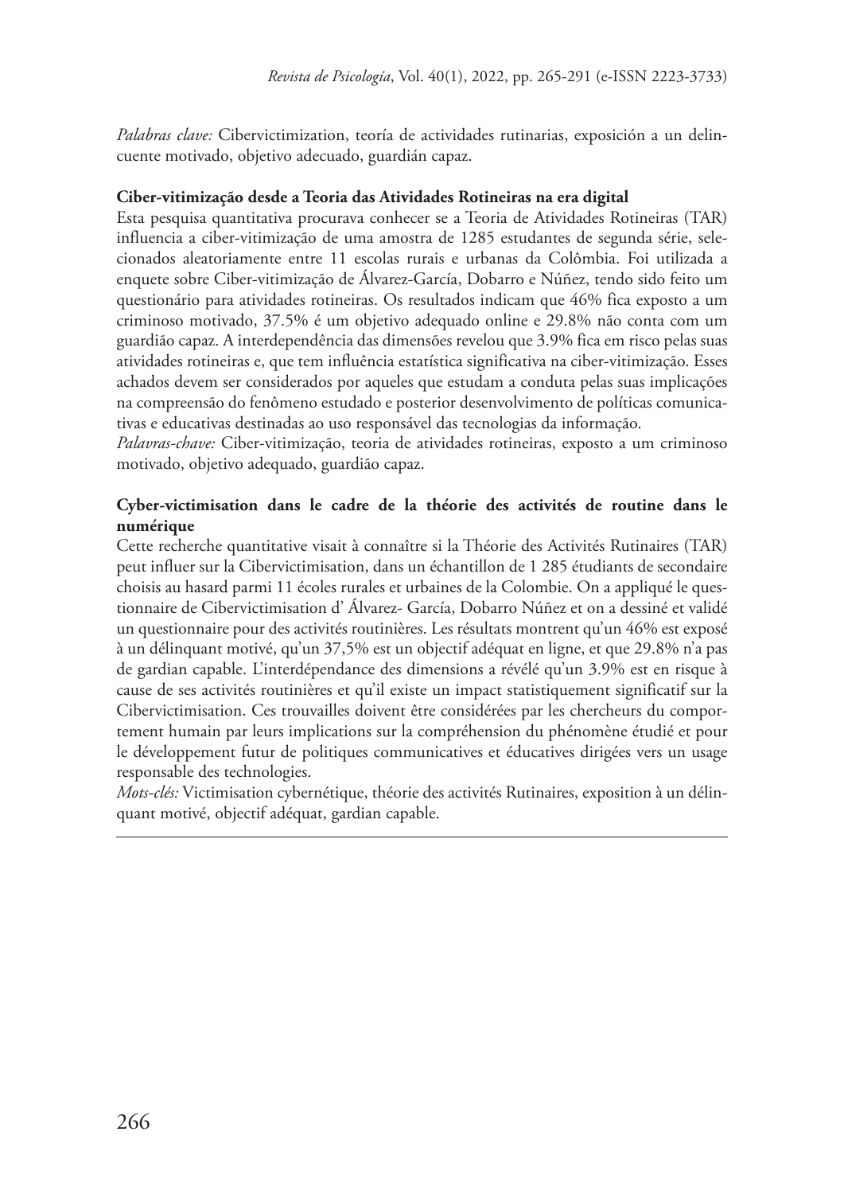*Palabras clave:* Cibervictimization, teoría de actividades rutinarias, exposición a un delincuente motivado, objetivo adecuado, guardián capaz.

**Ciber-vitimização desde a Teoria das Atividades Rotineiras na era digital**

Esta pesquisa quantitativa procurava conhecer se a Teoria de Atividades Rotineiras (TAR) influencia a ciber-vitimização de uma amostra de 1285 estudantes de segunda série, selecionados aleatoriamente entre 11 escolas rurais e urbanas da Colômbia. Foi utilizada a enquete sobre Ciber-vitimização de Álvarez-García, Dobarro e Núñez, tendo sido feito um questionário para atividades rotineiras. Os resultados indicam que 46% fica exposto a um criminoso motivado, 37.5% é um objetivo adequado online e 29.8% não conta com um guardião capaz. A interdependência das dimensões revelou que 3.9% fica em risco pelas suas atividades rotineiras e, que tem influência estatística significativa na ciber-vitimização. Esses achados devem ser considerados por aqueles que estudam a conduta pelas suas implicações na compreensão do fenômeno estudado e posterior desenvolvimento de políticas comunicativas e educativas destinadas ao uso responsável das tecnologias da informação.

*Palavras-chave:* Ciber-vitimização, teoria de atividades rotineiras, exposto a um criminoso motivado, objetivo adequado, guardião capaz.

**Cyber-victimisation dans le cadre de la théorie des activités de routine dans le numérique**

Cette recherche quantitative visait à connaître si la Théorie des Activités Rutinaires (TAR) peut influer sur la Cibervictimisation, dans un échantillon de 1 285 étudiants de secondaire choisis au hasard parmi 11 écoles rurales et urbaines de la Colombie. On a appliqué le questionnaire de Cibervictimisation d' Álvarez- García, Dobarro Núñez et on a dessiné et validé un questionnaire pour des activités routinières. Les résultats montrent qu'un 46% est exposé à un délinquant motivé, qu'un 37,5% est un objectif adéquat en ligne, et que 29.8% n'a pas de gardian capable. L'interdépendance des dimensions a révélé qu'un 3.9% est en risque à cause de ses activités routinières et qu'il existe un impact statistiquement significatif sur la Cibervictimisation. Ces trouvailles doivent être considérées par les chercheurs du comportement humain par leurs implications sur la compréhension du phénomène étudié et pour le développement futur de politiques communicatives et éducatives dirigées vers un usage responsable des technologies.

*Mots-clés:* Victimisation cybernétique, théorie des activités Rutinaires, exposition à un délinquant motivé, objectif adéquat, gardian capable.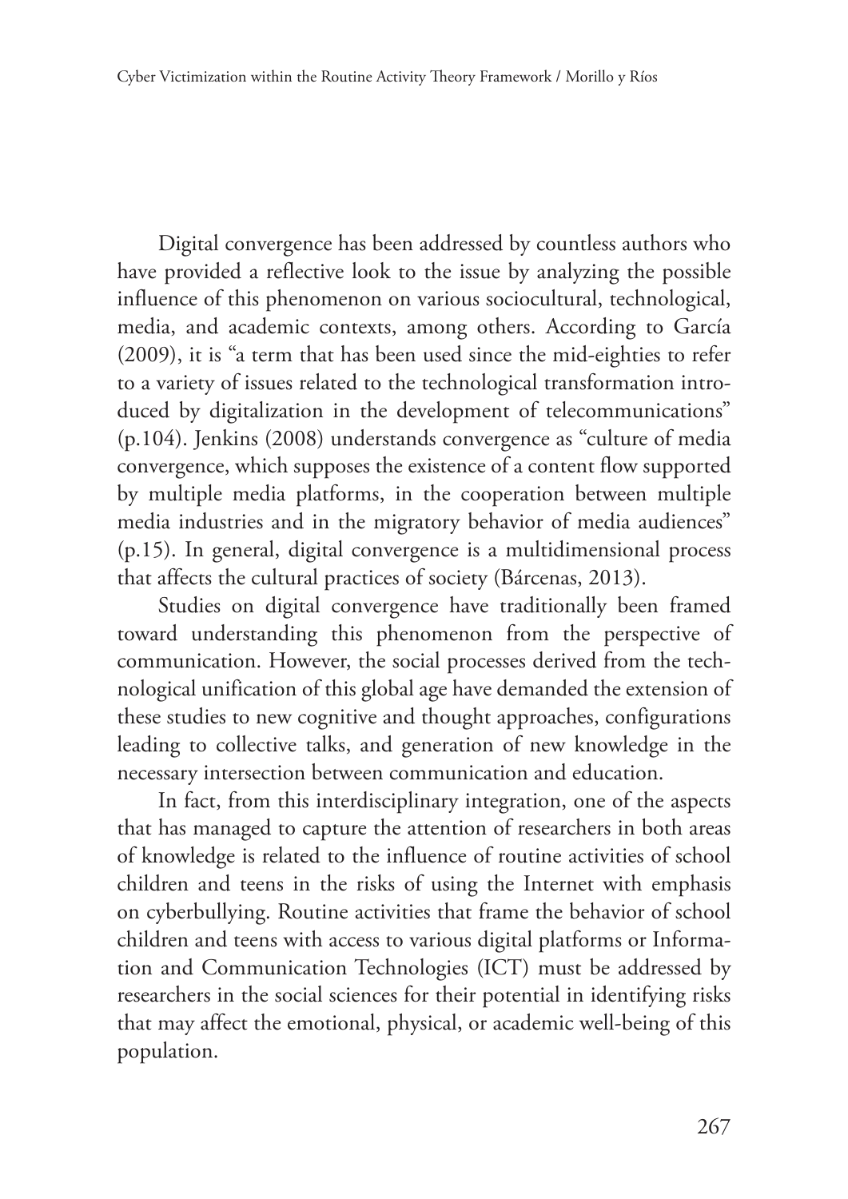Digital convergence has been addressed by countless authors who have provided a reflective look to the issue by analyzing the possible influence of this phenomenon on various sociocultural, technological, media, and academic contexts, among others. According to García (2009), it is "a term that has been used since the mid-eighties to refer to a variety of issues related to the technological transformation introduced by digitalization in the development of telecommunications" (p.104). Jenkins (2008) understands convergence as "culture of media convergence, which supposes the existence of a content flow supported by multiple media platforms, in the cooperation between multiple media industries and in the migratory behavior of media audiences" (p.15). In general, digital convergence is a multidimensional process that affects the cultural practices of society (Bárcenas, 2013).

Studies on digital convergence have traditionally been framed toward understanding this phenomenon from the perspective of communication. However, the social processes derived from the technological unification of this global age have demanded the extension of these studies to new cognitive and thought approaches, configurations leading to collective talks, and generation of new knowledge in the necessary intersection between communication and education.

In fact, from this interdisciplinary integration, one of the aspects that has managed to capture the attention of researchers in both areas of knowledge is related to the influence of routine activities of school children and teens in the risks of using the Internet with emphasis on cyberbullying. Routine activities that frame the behavior of school children and teens with access to various digital platforms or Information and Communication Technologies (ICT) must be addressed by researchers in the social sciences for their potential in identifying risks that may affect the emotional, physical, or academic well-being of this population.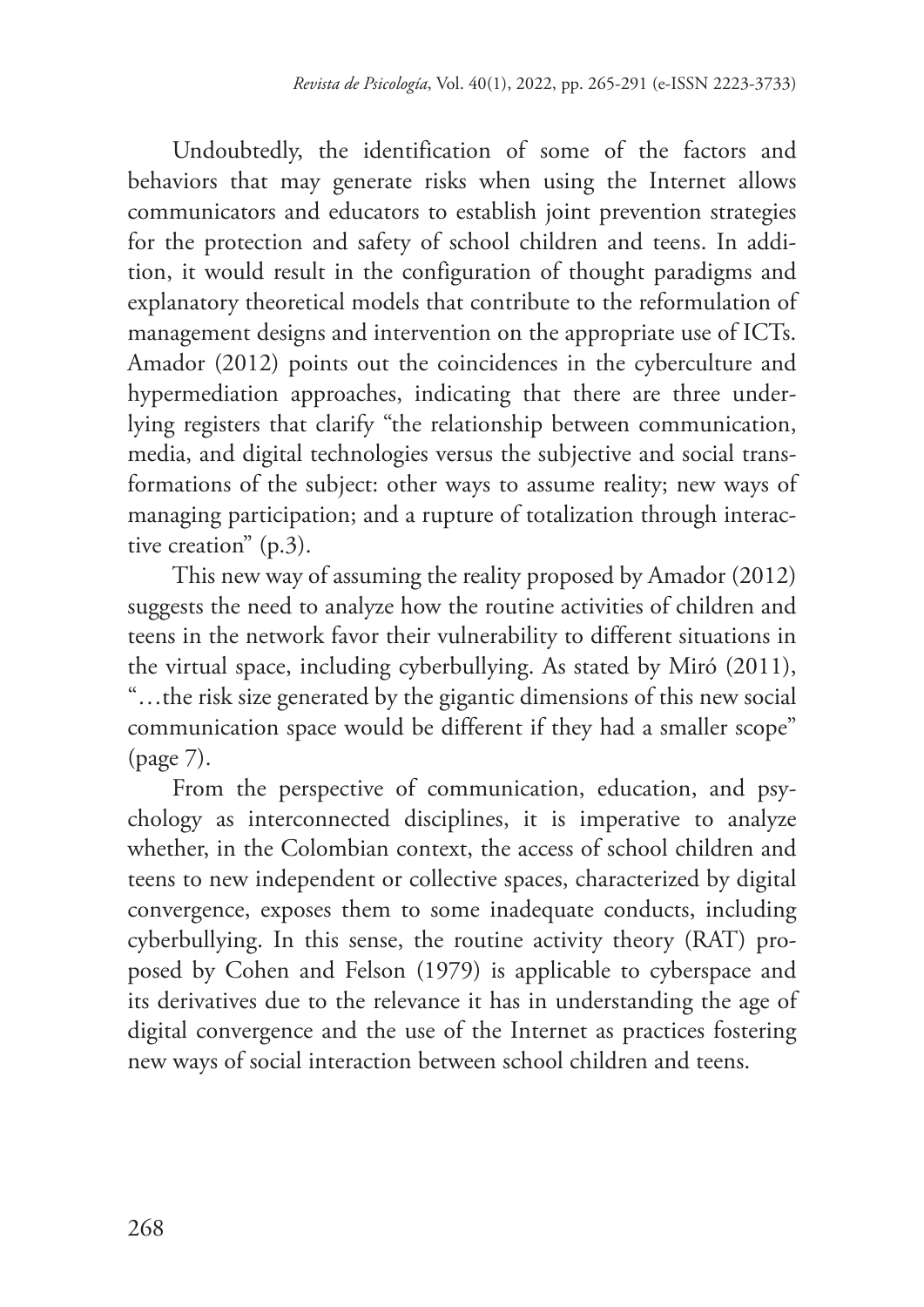Undoubtedly, the identification of some of the factors and behaviors that may generate risks when using the Internet allows communicators and educators to establish joint prevention strategies for the protection and safety of school children and teens. In addition, it would result in the configuration of thought paradigms and explanatory theoretical models that contribute to the reformulation of management designs and intervention on the appropriate use of ICTs. Amador (2012) points out the coincidences in the cyberculture and hypermediation approaches, indicating that there are three underlying registers that clarify "the relationship between communication, media, and digital technologies versus the subjective and social transformations of the subject: other ways to assume reality; new ways of managing participation; and a rupture of totalization through interactive creation" (p.3).

This new way of assuming the reality proposed by Amador (2012) suggests the need to analyze how the routine activities of children and teens in the network favor their vulnerability to different situations in the virtual space, including cyberbullying. As stated by Miró (2011), "…the risk size generated by the gigantic dimensions of this new social communication space would be different if they had a smaller scope" (page 7).

From the perspective of communication, education, and psychology as interconnected disciplines, it is imperative to analyze whether, in the Colombian context, the access of school children and teens to new independent or collective spaces, characterized by digital convergence, exposes them to some inadequate conducts, including cyberbullying. In this sense, the routine activity theory (RAT) proposed by Cohen and Felson (1979) is applicable to cyberspace and its derivatives due to the relevance it has in understanding the age of digital convergence and the use of the Internet as practices fostering new ways of social interaction between school children and teens.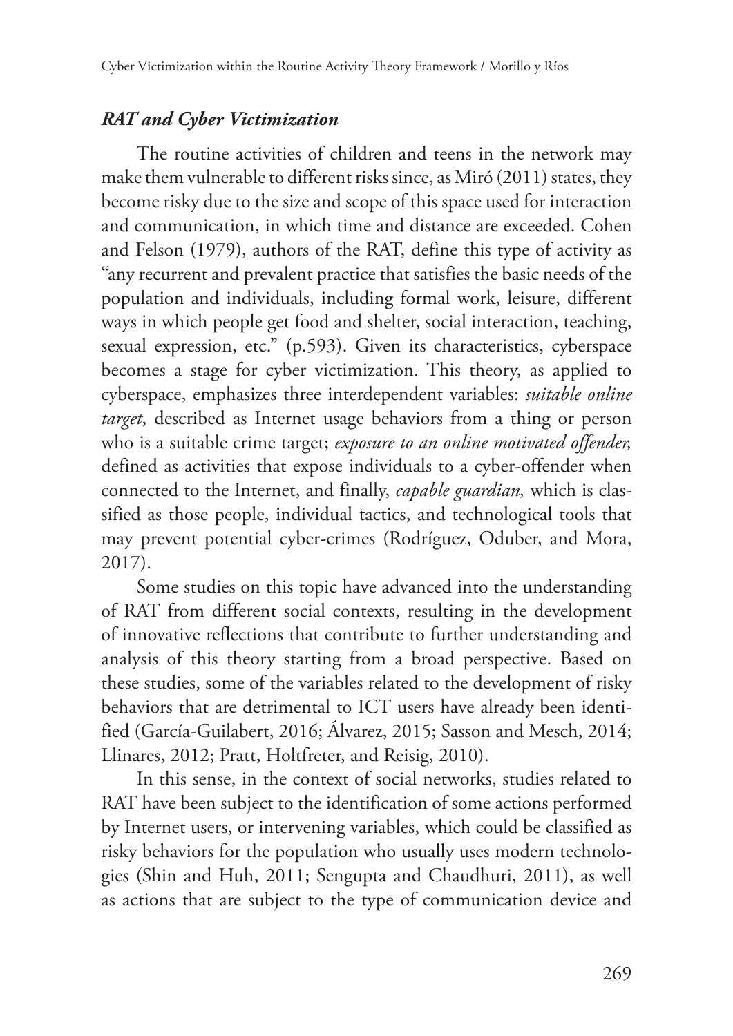### *RAT and Cyber Victimization*

The routine activities of children and teens in the network may make them vulnerable to different risks since, as Miró (2011) states, they become risky due to the size and scope of this space used for interaction and communication, in which time and distance are exceeded. Cohen and Felson (1979), authors of the RAT, define this type of activity as "any recurrent and prevalent practice that satisfies the basic needs of the population and individuals, including formal work, leisure, different ways in which people get food and shelter, social interaction, teaching, sexual expression, etc." (p.593). Given its characteristics, cyberspace becomes a stage for cyber victimization. This theory, as applied to cyberspace, emphasizes three interdependent variables: *suitable online target*, described as Internet usage behaviors from a thing or person who is a suitable crime target; *exposure to an online motivated offender,* defined as activities that expose individuals to a cyber-offender when connected to the Internet, and finally, *capable guardian,* which is classified as those people, individual tactics, and technological tools that may prevent potential cyber-crimes (Rodríguez, Oduber, and Mora, 2017).

Some studies on this topic have advanced into the understanding of RAT from different social contexts, resulting in the development of innovative reflections that contribute to further understanding and analysis of this theory starting from a broad perspective. Based on these studies, some of the variables related to the development of risky behaviors that are detrimental to ICT users have already been identified (García-Guilabert, 2016; Álvarez, 2015; Sasson and Mesch, 2014; Llinares, 2012; Pratt, Holtfreter, and Reisig, 2010).

In this sense, in the context of social networks, studies related to RAT have been subject to the identification of some actions performed by Internet users, or intervening variables, which could be classified as risky behaviors for the population who usually uses modern technologies (Shin and Huh, 2011; Sengupta and Chaudhuri, 2011), as well as actions that are subject to the type of communication device and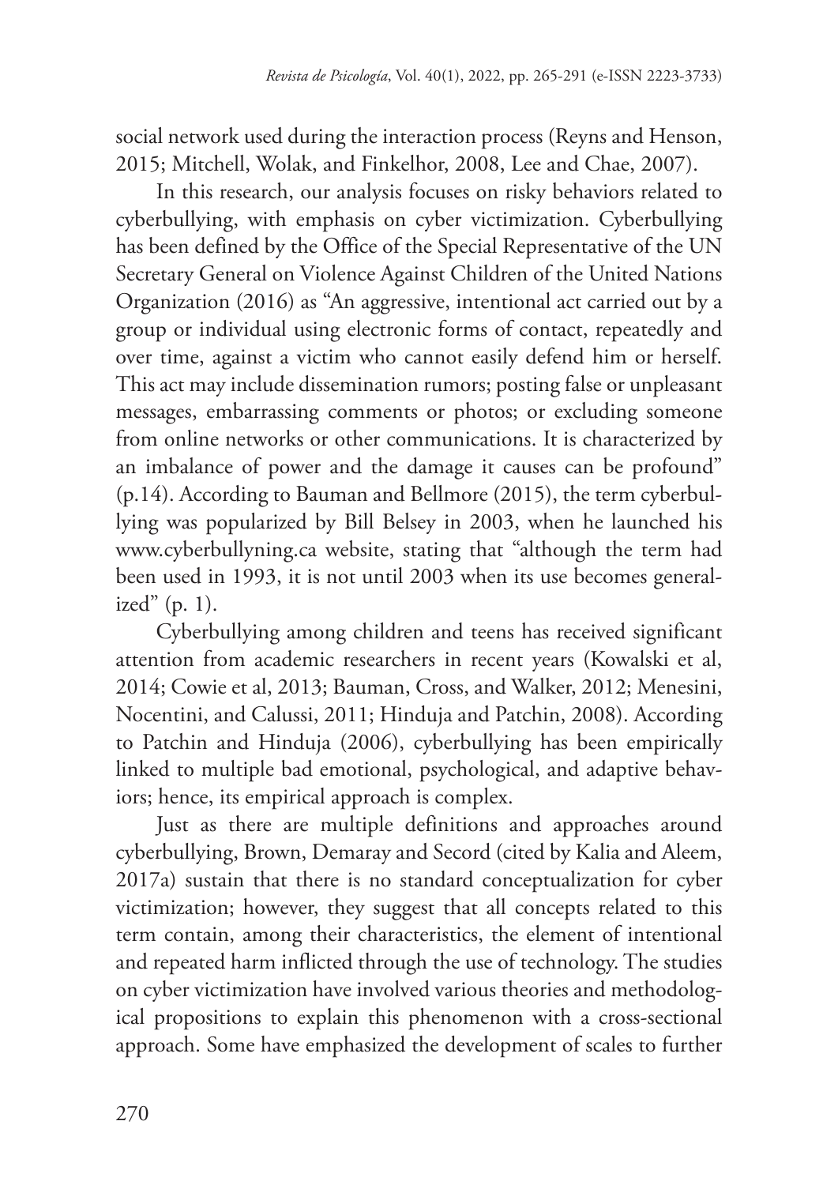social network used during the interaction process (Reyns and Henson, 2015; Mitchell, Wolak, and Finkelhor, 2008, Lee and Chae, 2007).

In this research, our analysis focuses on risky behaviors related to cyberbullying, with emphasis on cyber victimization. Cyberbullying has been defined by the Office of the Special Representative of the UN Secretary General on Violence Against Children of the United Nations Organization (2016) as "An aggressive, intentional act carried out by a group or individual using electronic forms of contact, repeatedly and over time, against a victim who cannot easily defend him or herself. This act may include dissemination rumors; posting false or unpleasant messages, embarrassing comments or photos; or excluding someone from online networks or other communications. It is characterized by an imbalance of power and the damage it causes can be profound" (p.14). According to Bauman and Bellmore (2015), the term cyberbullying was popularized by Bill Belsey in 2003, when he launched his www.cyberbullyning.ca website, stating that "although the term had been used in 1993, it is not until 2003 when its use becomes generalized" (p. 1).

Cyberbullying among children and teens has received significant attention from academic researchers in recent years (Kowalski et al, 2014; Cowie et al, 2013; Bauman, Cross, and Walker, 2012; Menesini, Nocentini, and Calussi, 2011; Hinduja and Patchin, 2008). According to Patchin and Hinduja (2006), cyberbullying has been empirically linked to multiple bad emotional, psychological, and adaptive behaviors; hence, its empirical approach is complex.

Just as there are multiple definitions and approaches around cyberbullying, Brown, Demaray and Secord (cited by Kalia and Aleem, 2017a) sustain that there is no standard conceptualization for cyber victimization; however, they suggest that all concepts related to this term contain, among their characteristics, the element of intentional and repeated harm inflicted through the use of technology. The studies on cyber victimization have involved various theories and methodological propositions to explain this phenomenon with a cross-sectional approach. Some have emphasized the development of scales to further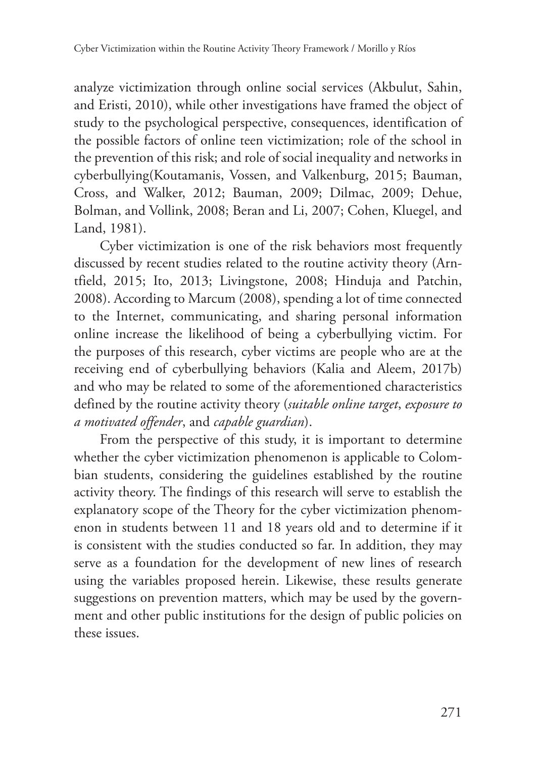analyze victimization through online social services (Akbulut, Sahin, and Eristi, 2010), while other investigations have framed the object of study to the psychological perspective, consequences, identification of the possible factors of online teen victimization; role of the school in the prevention of this risk; and role of social inequality and networks in cyberbullying(Koutamanis, Vossen, and Valkenburg, 2015; Bauman, Cross, and Walker, 2012; Bauman, 2009; Dilmac, 2009; Dehue, Bolman, and Vollink, 2008; Beran and Li, 2007; Cohen, Kluegel, and Land, 1981).

Cyber victimization is one of the risk behaviors most frequently discussed by recent studies related to the routine activity theory (Arntfield, 2015; Ito, 2013; Livingstone, 2008; Hinduja and Patchin, 2008). According to Marcum (2008), spending a lot of time connected to the Internet, communicating, and sharing personal information online increase the likelihood of being a cyberbullying victim. For the purposes of this research, cyber victims are people who are at the receiving end of cyberbullying behaviors (Kalia and Aleem, 2017b) and who may be related to some of the aforementioned characteristics defined by the routine activity theory (*suitable online target*, *exposure to a motivated offender*, and *capable guardian*).

From the perspective of this study, it is important to determine whether the cyber victimization phenomenon is applicable to Colombian students, considering the guidelines established by the routine activity theory. The findings of this research will serve to establish the explanatory scope of the Theory for the cyber victimization phenomenon in students between 11 and 18 years old and to determine if it is consistent with the studies conducted so far. In addition, they may serve as a foundation for the development of new lines of research using the variables proposed herein. Likewise, these results generate suggestions on prevention matters, which may be used by the government and other public institutions for the design of public policies on these issues.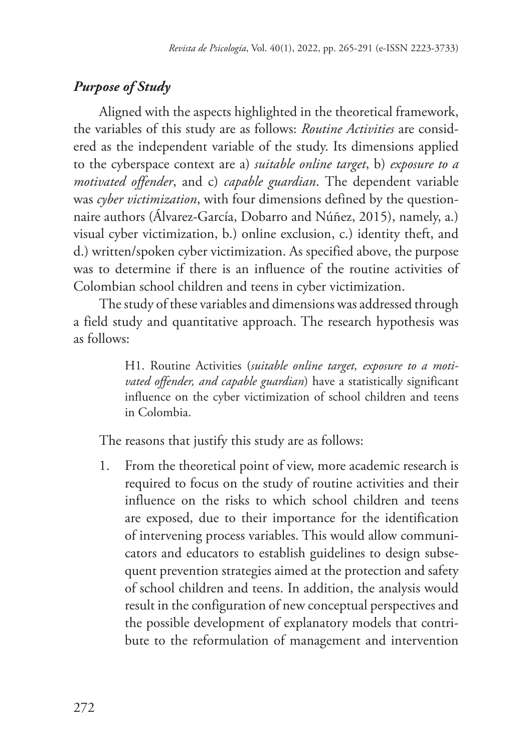### ***Purpose of Study***

Aligned with the aspects highlighted in the theoretical framework, the variables of this study are as follows: *Routine Activities* are considered as the independent variable of the study. Its dimensions applied to the cyberspace context are a) *suitable online target*, b) *exposure to a motivated offender*, and c) *capable guardian*. The dependent variable was *cyber victimization*, with four dimensions defined by the questionnaire authors (Álvarez-García, Dobarro and Núñez, 2015), namely, a.) visual cyber victimization, b.) online exclusion, c.) identity theft, and d.) written/spoken cyber victimization. As specified above, the purpose was to determine if there is an influence of the routine activities of Colombian school children and teens in cyber victimization.

The study of these variables and dimensions was addressed through a field study and quantitative approach. The research hypothesis was as follows:

> H1. Routine Activities (*suitable online target, exposure to a motivated offender, and capable guardian*) have a statistically significant influence on the cyber victimization of school children and teens in Colombia.

The reasons that justify this study are as follows:

1. From the theoretical point of view, more academic research is required to focus on the study of routine activities and their influence on the risks to which school children and teens are exposed, due to their importance for the identification of intervening process variables. This would allow communicators and educators to establish guidelines to design subsequent prevention strategies aimed at the protection and safety of school children and teens. In addition, the analysis would result in the configuration of new conceptual perspectives and the possible development of explanatory models that contribute to the reformulation of management and intervention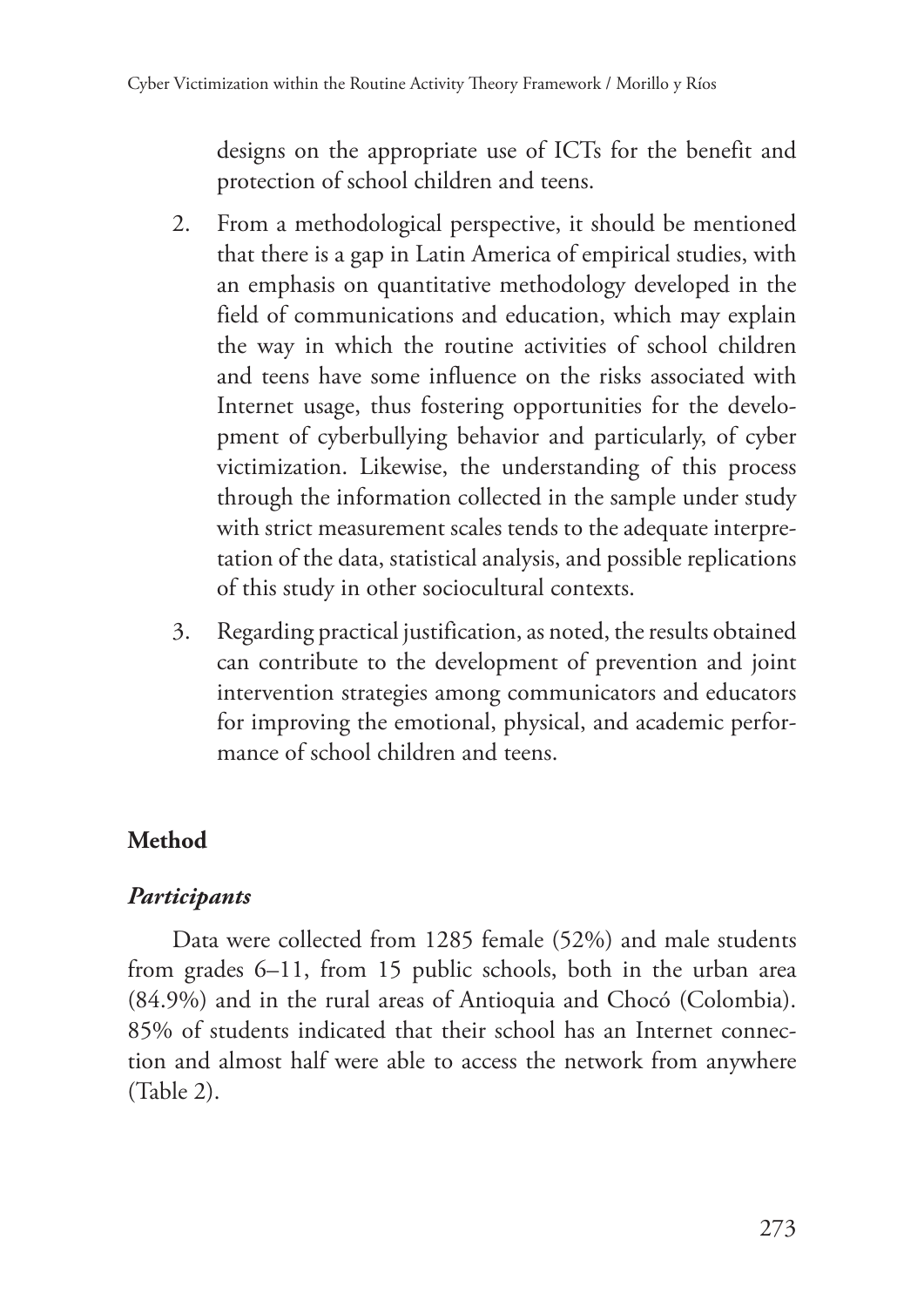designs on the appropriate use of ICTs for the benefit and protection of school children and teens.

2. From a methodological perspective, it should be mentioned that there is a gap in Latin America of empirical studies, with an emphasis on quantitative methodology developed in the field of communications and education, which may explain the way in which the routine activities of school children and teens have some influence on the risks associated with Internet usage, thus fostering opportunities for the development of cyberbullying behavior and particularly, of cyber victimization. Likewise, the understanding of this process through the information collected in the sample under study with strict measurement scales tends to the adequate interpretation of the data, statistical analysis, and possible replications of this study in other sociocultural contexts.

3. Regarding practical justification, as noted, the results obtained can contribute to the development of prevention and joint intervention strategies among communicators and educators for improving the emotional, physical, and academic performance of school children and teens.

## Method

### *Participants*

Data were collected from 1285 female (52%) and male students from grades 6–11, from 15 public schools, both in the urban area (84.9%) and in the rural areas of Antioquia and Chocó (Colombia). 85% of students indicated that their school has an Internet connection and almost half were able to access the network from anywhere (Table 2).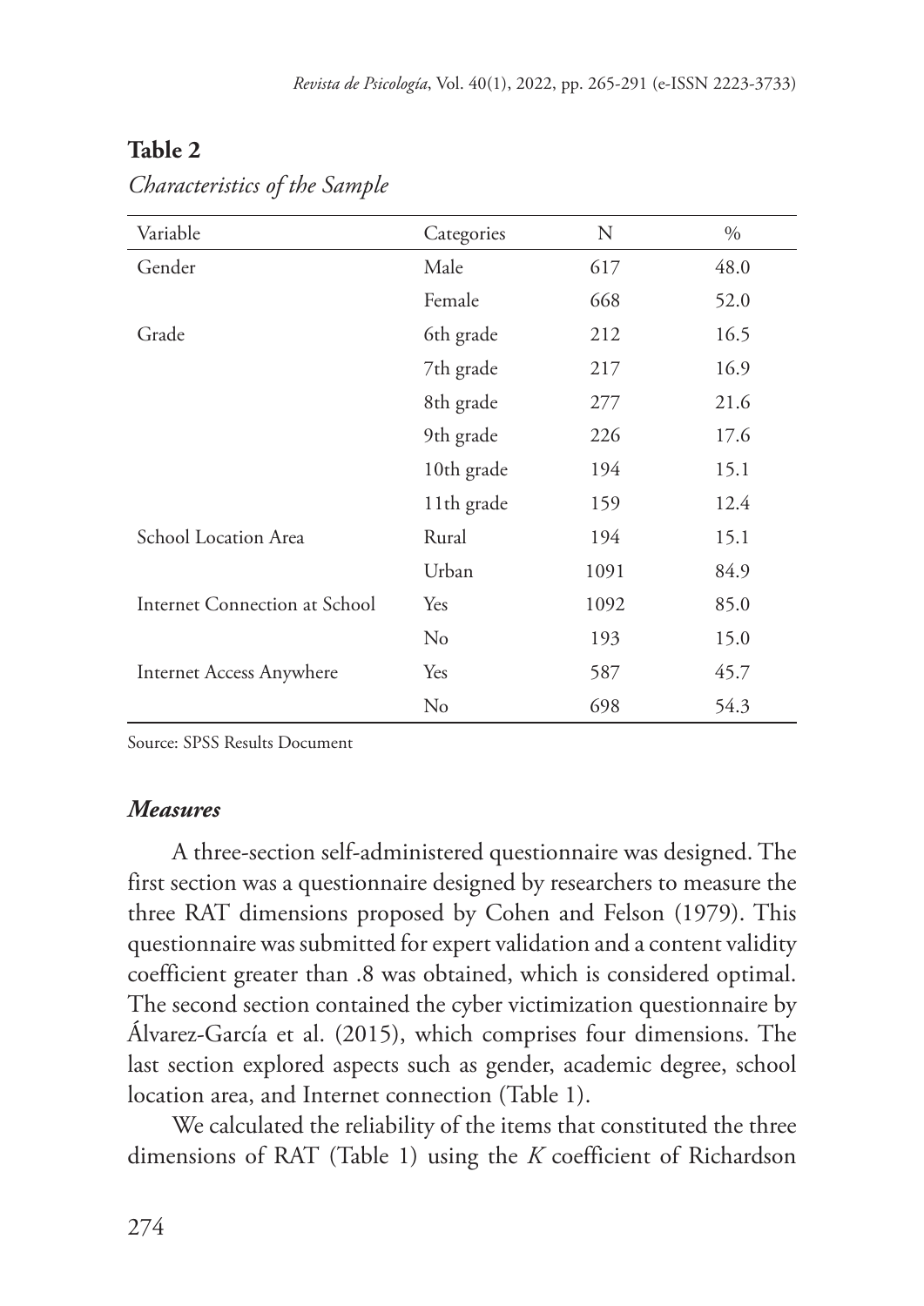**Table 2**

*Characteristics of the Sample*

| Variable | Categories | N | % |
|---|---|---|---|
| Gender | Male | 617 | 48.0 |
| | Female | 668 | 52.0 |
| Grade | 6th grade | 212 | 16.5 |
| | 7th grade | 217 | 16.9 |
| | 8th grade | 277 | 21.6 |
| | 9th grade | 226 | 17.6 |
| | 10th grade | 194 | 15.1 |
| | 11th grade | 159 | 12.4 |
| School Location Area | Rural | 194 | 15.1 |
| | Urban | 1091 | 84.9 |
| Internet Connection at School | Yes | 1092 | 85.0 |
| | No | 193 | 15.0 |
| Internet Access Anywhere | Yes | 587 | 45.7 |
| | No | 698 | 54.3 |

Source: SPSS Results Document

### *Measures*

A three-section self-administered questionnaire was designed. The first section was a questionnaire designed by researchers to measure the three RAT dimensions proposed by Cohen and Felson (1979). This questionnaire was submitted for expert validation and a content validity coefficient greater than .8 was obtained, which is considered optimal. The second section contained the cyber victimization questionnaire by Álvarez-García et al. (2015), which comprises four dimensions. The last section explored aspects such as gender, academic degree, school location area, and Internet connection (Table 1).

We calculated the reliability of the items that constituted the three dimensions of RAT (Table 1) using the *K* coefficient of Richardson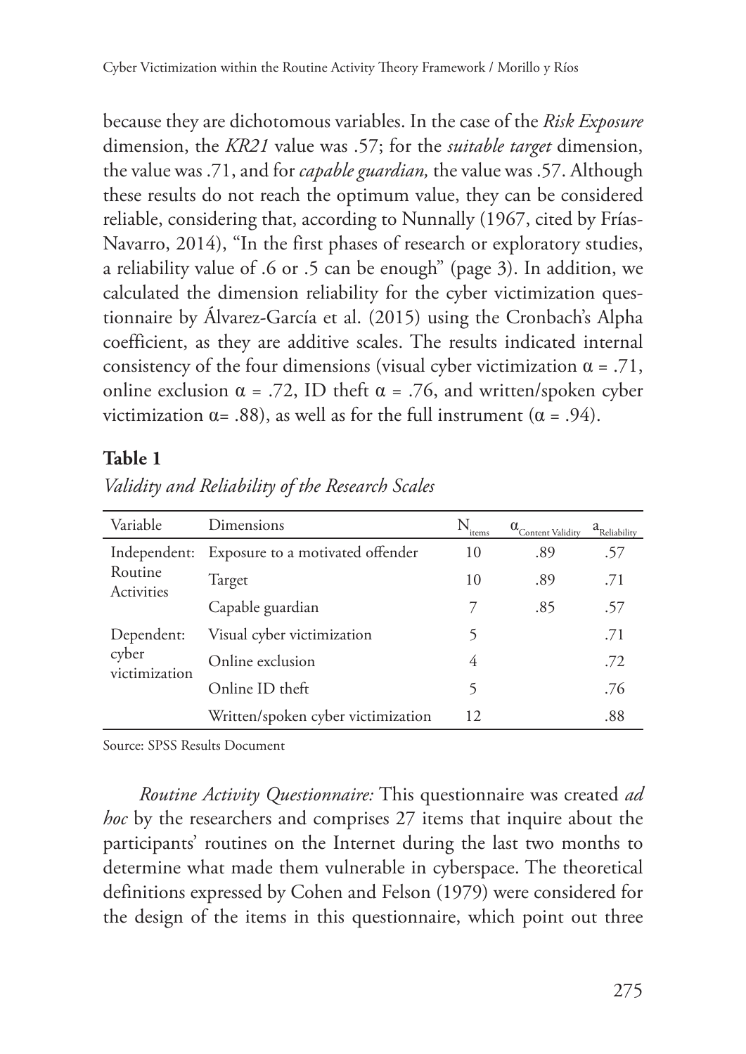because they are dichotomous variables. In the case of the *Risk Exposure* dimension, the *KR21* value was .57; for the *suitable target* dimension, the value was .71, and for *capable guardian,* the value was .57. Although these results do not reach the optimum value, they can be considered reliable, considering that, according to Nunnally (1967, cited by Frías-Navarro, 2014), "In the first phases of research or exploratory studies, a reliability value of .6 or .5 can be enough" (page 3). In addition, we calculated the dimension reliability for the cyber victimization questionnaire by Álvarez-García et al. (2015) using the Cronbach's Alpha coefficient, as they are additive scales. The results indicated internal consistency of the four dimensions (visual cyber victimization $\alpha = .71$, online exclusion $\alpha = .72$, ID theft $\alpha = .76$, and written/spoken cyber victimization $\alpha = .88$), as well as for the full instrument ($\alpha = .94$).

**Table 1**

*Validity and Reliability of the Research Scales*

| Variable | Dimensions | $N_{items}$ | $\alpha_{Content\ Validity}$ | $a_{Reliability}$ |
|---|---|---|---|---|
| Independent: Routine Activities | Exposure to a motivated offender | 10 | .89 | .57 |
| | Target | 10 | .89 | .71 |
| | Capable guardian | 7 | .85 | .57 |
| Dependent: cyber victimization | Visual cyber victimization | 5 | | .71 |
| | Online exclusion | 4 | | .72 |
| | Online ID theft | 5 | | .76 |
| | Written/spoken cyber victimization | 12 | | .88 |

Source: SPSS Results Document

*Routine Activity Questionnaire:* This questionnaire was created *ad hoc* by the researchers and comprises 27 items that inquire about the participants' routines on the Internet during the last two months to determine what made them vulnerable in cyberspace. The theoretical definitions expressed by Cohen and Felson (1979) were considered for the design of the items in this questionnaire, which point out three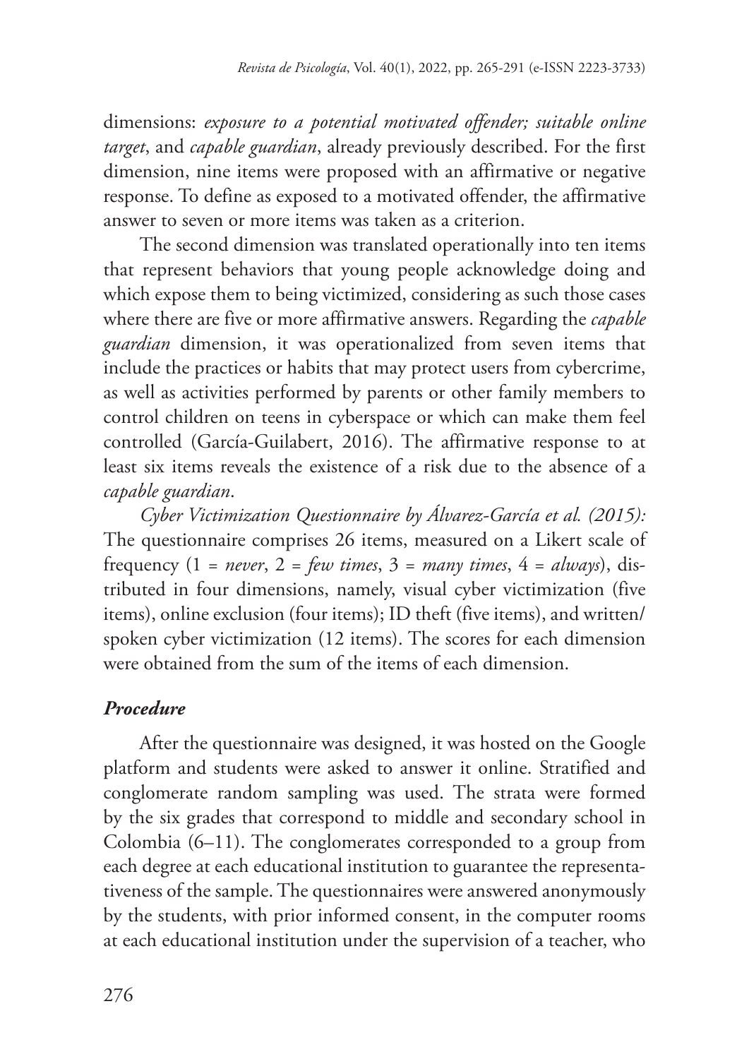dimensions: *exposure to a potential motivated offender; suitable online target*, and *capable guardian*, already previously described. For the first dimension, nine items were proposed with an affirmative or negative response. To define as exposed to a motivated offender, the affirmative answer to seven or more items was taken as a criterion.

The second dimension was translated operationally into ten items that represent behaviors that young people acknowledge doing and which expose them to being victimized, considering as such those cases where there are five or more affirmative answers. Regarding the *capable guardian* dimension, it was operationalized from seven items that include the practices or habits that may protect users from cybercrime, as well as activities performed by parents or other family members to control children on teens in cyberspace or which can make them feel controlled (García-Guilabert, 2016). The affirmative response to at least six items reveals the existence of a risk due to the absence of a *capable guardian*.

*Cyber Victimization Questionnaire by Álvarez-García et al. (2015):* The questionnaire comprises 26 items, measured on a Likert scale of frequency (1 = *never*, 2 = *few times*, 3 = *many times*, 4 = *always*), distributed in four dimensions, namely, visual cyber victimization (five items), online exclusion (four items); ID theft (five items), and written/spoken cyber victimization (12 items). The scores for each dimension were obtained from the sum of the items of each dimension.

### *Procedure*

After the questionnaire was designed, it was hosted on the Google platform and students were asked to answer it online. Stratified and conglomerate random sampling was used. The strata were formed by the six grades that correspond to middle and secondary school in Colombia (6–11). The conglomerates corresponded to a group from each degree at each educational institution to guarantee the representativeness of the sample. The questionnaires were answered anonymously by the students, with prior informed consent, in the computer rooms at each educational institution under the supervision of a teacher, who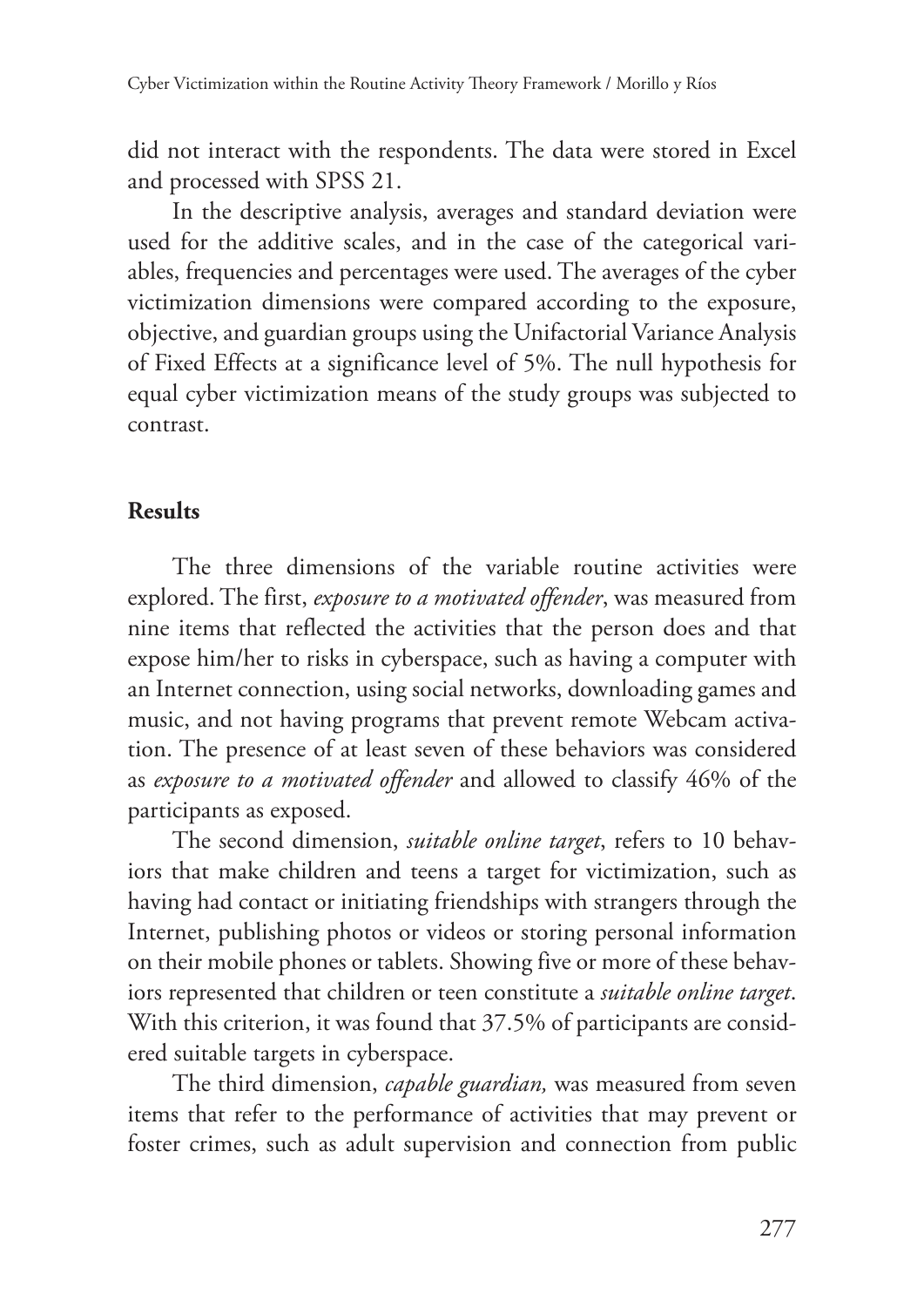did not interact with the respondents. The data were stored in Excel and processed with SPSS 21.

In the descriptive analysis, averages and standard deviation were used for the additive scales, and in the case of the categorical variables, frequencies and percentages were used. The averages of the cyber victimization dimensions were compared according to the exposure, objective, and guardian groups using the Unifactorial Variance Analysis of Fixed Effects at a significance level of 5%. The null hypothesis for equal cyber victimization means of the study groups was subjected to contrast.

## Results

The three dimensions of the variable routine activities were explored. The first, *exposure to a motivated offender*, was measured from nine items that reflected the activities that the person does and that expose him/her to risks in cyberspace, such as having a computer with an Internet connection, using social networks, downloading games and music, and not having programs that prevent remote Webcam activation. The presence of at least seven of these behaviors was considered as *exposure to a motivated offender* and allowed to classify 46% of the participants as exposed.

The second dimension, *suitable online target*, refers to 10 behaviors that make children and teens a target for victimization, such as having had contact or initiating friendships with strangers through the Internet, publishing photos or videos or storing personal information on their mobile phones or tablets. Showing five or more of these behaviors represented that children or teen constitute a *suitable online target*. With this criterion, it was found that 37.5% of participants are considered suitable targets in cyberspace.

The third dimension, *capable guardian,* was measured from seven items that refer to the performance of activities that may prevent or foster crimes, such as adult supervision and connection from public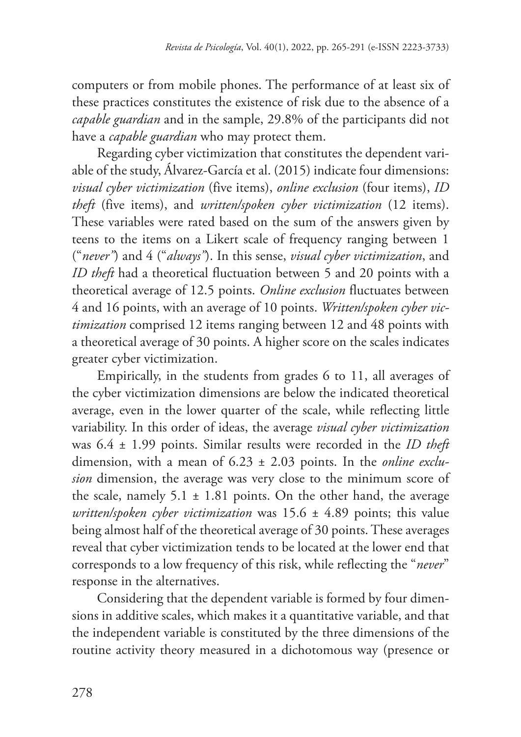computers or from mobile phones. The performance of at least six of these practices constitutes the existence of risk due to the absence of a *capable guardian* and in the sample, 29.8% of the participants did not have a *capable guardian* who may protect them.

Regarding cyber victimization that constitutes the dependent variable of the study, Álvarez-García et al. (2015) indicate four dimensions: *visual cyber victimization* (five items), *online exclusion* (four items), *ID theft* (five items), and *written/spoken cyber victimization* (12 items). These variables were rated based on the sum of the answers given by teens to the items on a Likert scale of frequency ranging between 1 ("*never"*) and 4 ("*always"*). In this sense, *visual cyber victimization*, and *ID theft* had a theoretical fluctuation between 5 and 20 points with a theoretical average of 12.5 points. *Online exclusion* fluctuates between 4 and 16 points, with an average of 10 points. *Written/spoken cyber victimization* comprised 12 items ranging between 12 and 48 points with a theoretical average of 30 points. A higher score on the scales indicates greater cyber victimization.

Empirically, in the students from grades 6 to 11, all averages of the cyber victimization dimensions are below the indicated theoretical average, even in the lower quarter of the scale, while reflecting little variability. In this order of ideas, the average *visual cyber victimization* was 6.4 ± 1.99 points. Similar results were recorded in the *ID theft* dimension, with a mean of 6.23 ± 2.03 points. In the *online exclusion* dimension, the average was very close to the minimum score of the scale, namely 5.1 ± 1.81 points. On the other hand, the average *written/spoken cyber victimization* was 15.6 ± 4.89 points; this value being almost half of the theoretical average of 30 points. These averages reveal that cyber victimization tends to be located at the lower end that corresponds to a low frequency of this risk, while reflecting the "*never*" response in the alternatives.

Considering that the dependent variable is formed by four dimensions in additive scales, which makes it a quantitative variable, and that the independent variable is constituted by the three dimensions of the routine activity theory measured in a dichotomous way (presence or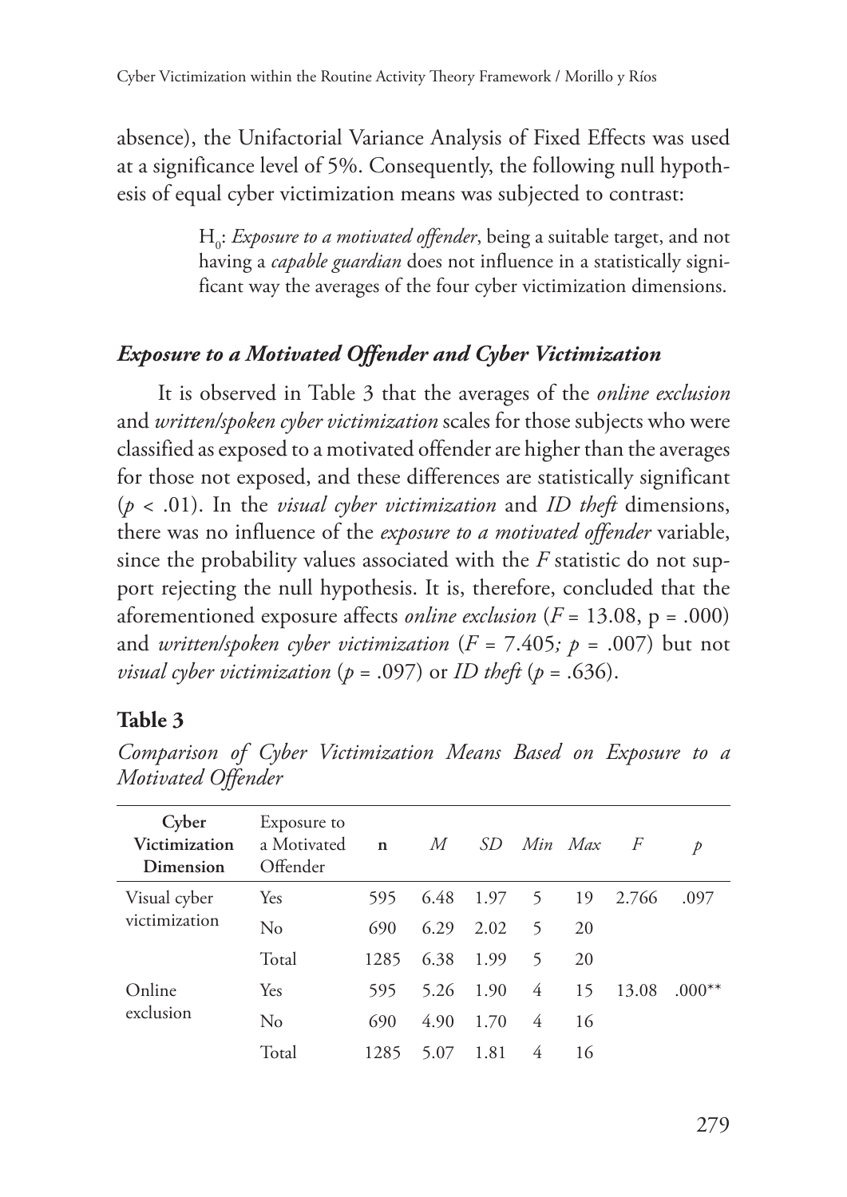absence), the Unifactorial Variance Analysis of Fixed Effects was used at a significance level of 5%. Consequently, the following null hypothesis of equal cyber victimization means was subjected to contrast:

> $H_0$: *Exposure to a motivated offender*, being a suitable target, and not having a *capable guardian* does not influence in a statistically significant way the averages of the four cyber victimization dimensions.

### *Exposure to a Motivated Offender and Cyber Victimization*

It is observed in Table 3 that the averages of the *online exclusion* and *written/spoken cyber victimization* scales for those subjects who were classified as exposed to a motivated offender are higher than the averages for those not exposed, and these differences are statistically significant ($p < .01$). In the *visual cyber victimization* and *ID theft* dimensions, there was no influence of the *exposure to a motivated offender* variable, since the probability values associated with the *F* statistic do not support rejecting the null hypothesis. It is, therefore, concluded that the aforementioned exposure affects *online exclusion* ($F = 13.08$, $p = .000$) and *written/spoken cyber victimization* ($F = 7.405$; $p = .007$) but not *visual cyber victimization* ($p = .097$) or *ID theft* ($p = .636$).

**Table 3**

*Comparison of Cyber Victimization Means Based on Exposure to a Motivated Offender*

| Cyber Victimization Dimension | Exposure to a Motivated Offender | n | *M* | *SD* | *Min* | *Max* | *F* | *p* |
|---|---|---|---|---|---|---|---|---|
| Visual cyber victimization | Yes | 595 | 6.48 | 1.97 | 5 | 19 | 2.766 | .097 |
| | No | 690 | 6.29 | 2.02 | 5 | 20 | | |
| | Total | 1285 | 6.38 | 1.99 | 5 | 20 | | |
| Online exclusion | Yes | 595 | 5.26 | 1.90 | 4 | 15 | 13.08 | .000** |
| | No | 690 | 4.90 | 1.70 | 4 | 16 | | |
| | Total | 1285 | 5.07 | 1.81 | 4 | 16 | | |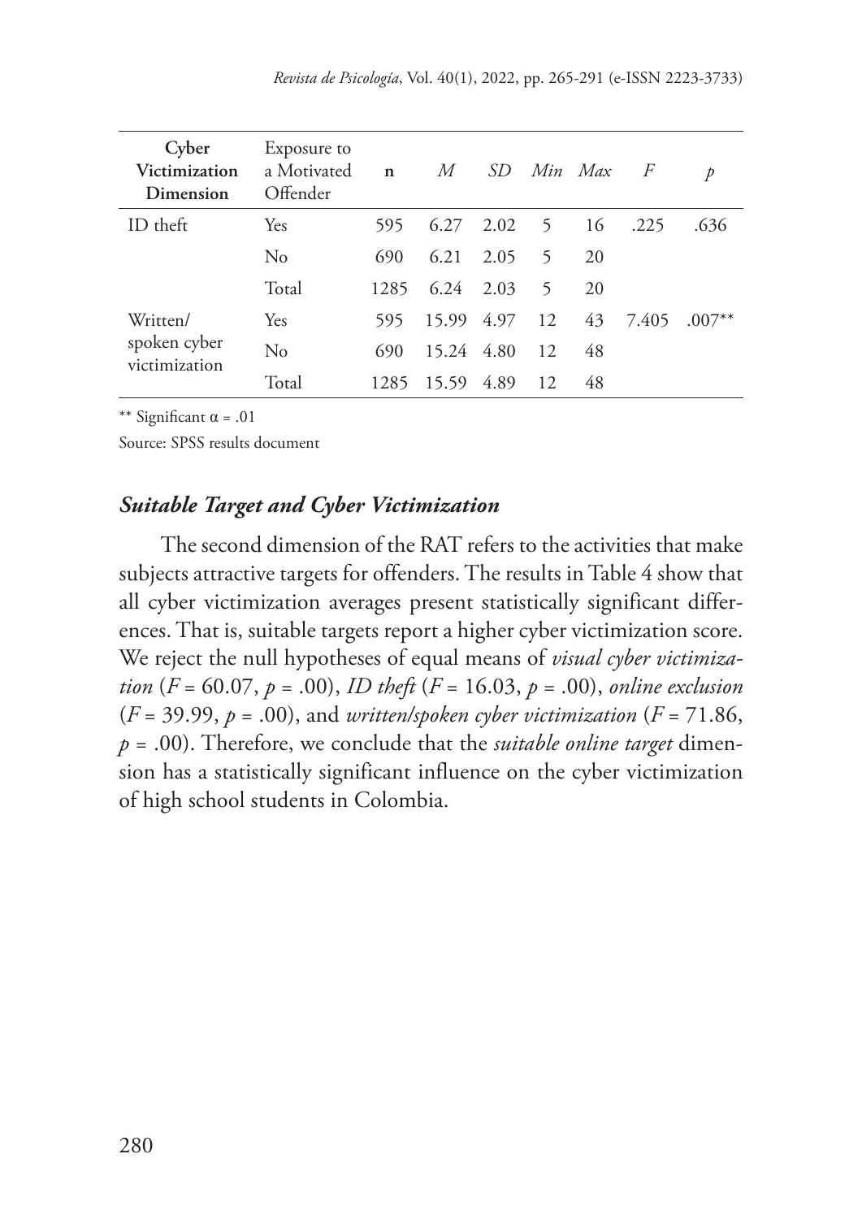| Cyber Victimization Dimension | Exposure to a Motivated Offender | n | *M* | *SD* | *Min* | *Max* | *F* | *p* |
|---|---|---|---|---|---|---|---|---|
| ID theft | Yes | 595 | 6.27 | 2.02 | 5 | 16 | .225 | .636 |
| | No | 690 | 6.21 | 2.05 | 5 | 20 | | |
| | Total | 1285 | 6.24 | 2.03 | 5 | 20 | | |
| Written/spoken cyber victimization | Yes | 595 | 15.99 | 4.97 | 12 | 43 | 7.405 | .007** |
| | No | 690 | 15.24 | 4.80 | 12 | 48 | | |
| | Total | 1285 | 15.59 | 4.89 | 12 | 48 | | |

** Significant $\alpha = .01$

Source: SPSS results document

### *Suitable Target and Cyber Victimization*

The second dimension of the RAT refers to the activities that make subjects attractive targets for offenders. The results in Table 4 show that all cyber victimization averages present statistically significant differences. That is, suitable targets report a higher cyber victimization score. We reject the null hypotheses of equal means of *visual cyber victimization* ($F = 60.07$, $p = .00$), *ID theft* ($F = 16.03$, $p = .00$), *online exclusion* ($F = 39.99$, $p = .00$), and *written/spoken cyber victimization* ($F = 71.86$, $p = .00$). Therefore, we conclude that the *suitable online target* dimension has a statistically significant influence on the cyber victimization of high school students in Colombia.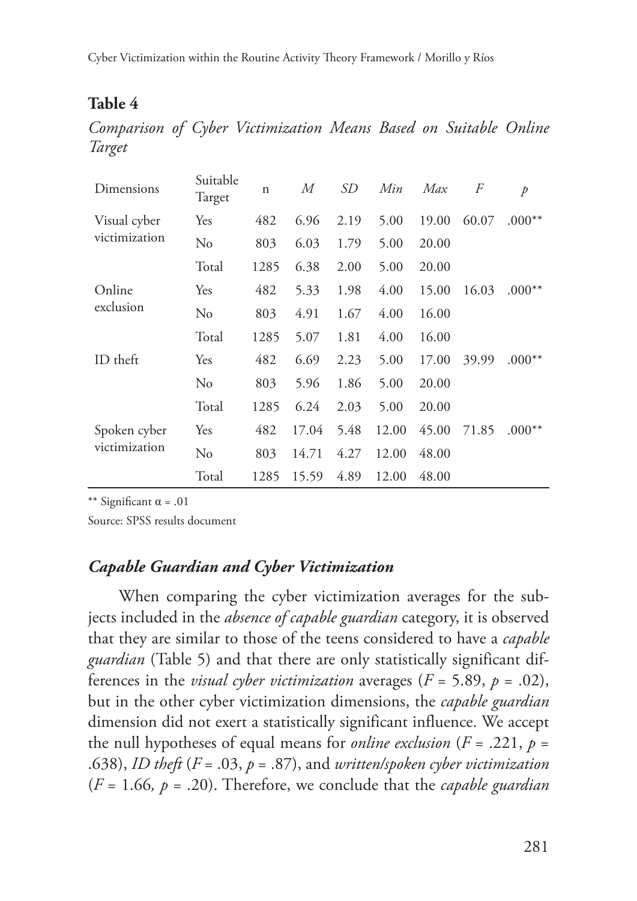**Table 4**

*Comparison of Cyber Victimization Means Based on Suitable Online Target*

| Dimensions | Suitable Target | n | *M* | *SD* | *Min* | *Max* | *F* | *p* |
|---|---|---|---|---|---|---|---|---|
| Visual cyber victimization | Yes | 482 | 6.96 | 2.19 | 5.00 | 19.00 | 60.07 | .000** |
| | No | 803 | 6.03 | 1.79 | 5.00 | 20.00 | | |
| | Total | 1285 | 6.38 | 2.00 | 5.00 | 20.00 | | |
| Online exclusion | Yes | 482 | 5.33 | 1.98 | 4.00 | 15.00 | 16.03 | .000** |
| | No | 803 | 4.91 | 1.67 | 4.00 | 16.00 | | |
| | Total | 1285 | 5.07 | 1.81 | 4.00 | 16.00 | | |
| ID theft | Yes | 482 | 6.69 | 2.23 | 5.00 | 17.00 | 39.99 | .000** |
| | No | 803 | 5.96 | 1.86 | 5.00 | 20.00 | | |
| | Total | 1285 | 6.24 | 2.03 | 5.00 | 20.00 | | |
| Spoken cyber victimization | Yes | 482 | 17.04 | 5.48 | 12.00 | 45.00 | 71.85 | .000** |
| | No | 803 | 14.71 | 4.27 | 12.00 | 48.00 | | |
| | Total | 1285 | 15.59 | 4.89 | 12.00 | 48.00 | | |

** Significant $\alpha = .01$

Source: SPSS results document

### *Capable Guardian and Cyber Victimization*

When comparing the cyber victimization averages for the subjects included in the *absence of capable guardian* category, it is observed that they are similar to those of the teens considered to have a *capable guardian* (Table 5) and that there are only statistically significant differences in the *visual cyber victimization* averages ($F = 5.89$, $p = .02$), but in the other cyber victimization dimensions, the *capable guardian* dimension did not exert a statistically significant influence. We accept the null hypotheses of equal means for *online exclusion* ($F = .221$, $p = .638$), *ID theft* ($F = .03$, $p = .87$), and *written/spoken cyber victimization* ($F = 1.66$, $p = .20$). Therefore, we conclude that the *capable guardian*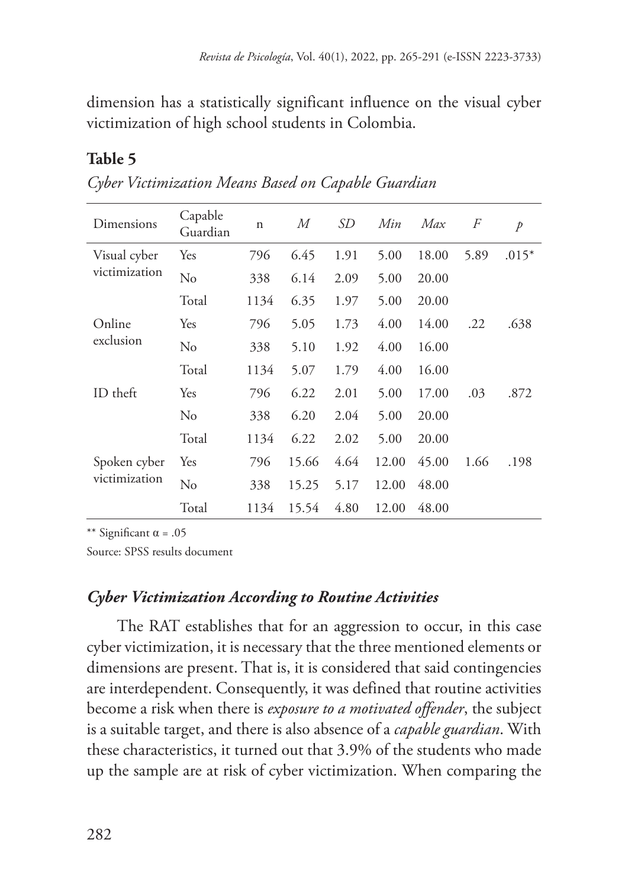dimension has a statistically significant influence on the visual cyber victimization of high school students in Colombia.

**Table 5**

*Cyber Victimization Means Based on Capable Guardian*

| Dimensions | Capable Guardian | n | *M* | *SD* | *Min* | *Max* | *F* | *p* |
|---|---|---|---|---|---|---|---|---|
| Visual cyber victimization | Yes | 796 | 6.45 | 1.91 | 5.00 | 18.00 | 5.89 | .015* |
| | No | 338 | 6.14 | 2.09 | 5.00 | 20.00 | | |
| | Total | 1134 | 6.35 | 1.97 | 5.00 | 20.00 | | |
| Online exclusion | Yes | 796 | 5.05 | 1.73 | 4.00 | 14.00 | .22 | .638 |
| | No | 338 | 5.10 | 1.92 | 4.00 | 16.00 | | |
| | Total | 1134 | 5.07 | 1.79 | 4.00 | 16.00 | | |
| ID theft | Yes | 796 | 6.22 | 2.01 | 5.00 | 17.00 | .03 | .872 |
| | No | 338 | 6.20 | 2.04 | 5.00 | 20.00 | | |
| | Total | 1134 | 6.22 | 2.02 | 5.00 | 20.00 | | |
| Spoken cyber victimization | Yes | 796 | 15.66 | 4.64 | 12.00 | 45.00 | 1.66 | .198 |
| | No | 338 | 15.25 | 5.17 | 12.00 | 48.00 | | |
| | Total | 1134 | 15.54 | 4.80 | 12.00 | 48.00 | | |

** Significant $\alpha = .05$

Source: SPSS results document

### *Cyber Victimization According to Routine Activities*

The RAT establishes that for an aggression to occur, in this case cyber victimization, it is necessary that the three mentioned elements or dimensions are present. That is, it is considered that said contingencies are interdependent. Consequently, it was defined that routine activities become a risk when there is *exposure to a motivated offender*, the subject is a suitable target, and there is also absence of a *capable guardian*. With these characteristics, it turned out that 3.9% of the students who made up the sample are at risk of cyber victimization. When comparing the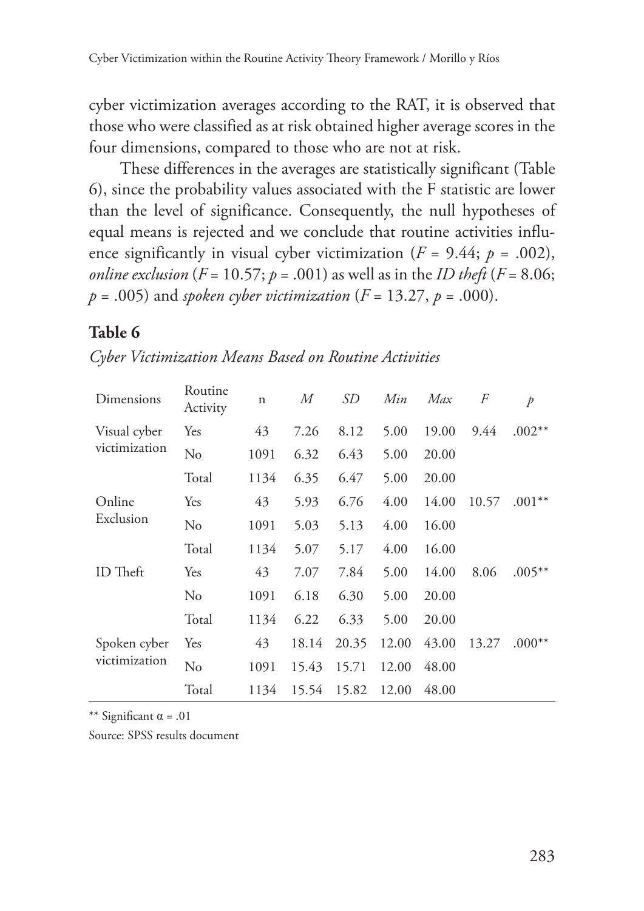cyber victimization averages according to the RAT, it is observed that those who were classified as at risk obtained higher average scores in the four dimensions, compared to those who are not at risk.

These differences in the averages are statistically significant (Table 6), since the probability values associated with the F statistic are lower than the level of significance. Consequently, the null hypotheses of equal means is rejected and we conclude that routine activities influence significantly in visual cyber victimization ($F$ = 9.44; $p$ = .002), *online exclusion* ($F$ = 10.57; $p$ = .001) as well as in the *ID theft* ($F$ = 8.06; $p$ = .005) and *spoken cyber victimization* ($F$ = 13.27, $p$ = .000).

**Table 6**

*Cyber Victimization Means Based on Routine Activities*

| Dimensions | Routine Activity | n | *M* | *SD* | *Min* | *Max* | *F* | *p* |
|---|---|---|---|---|---|---|---|---|
| Visual cyber victimization | Yes | 43 | 7.26 | 8.12 | 5.00 | 19.00 | 9.44 | .002** |
| | No | 1091 | 6.32 | 6.43 | 5.00 | 20.00 | | |
| | Total | 1134 | 6.35 | 6.47 | 5.00 | 20.00 | | |
| Online Exclusion | Yes | 43 | 5.93 | 6.76 | 4.00 | 14.00 | 10.57 | .001** |
| | No | 1091 | 5.03 | 5.13 | 4.00 | 16.00 | | |
| | Total | 1134 | 5.07 | 5.17 | 4.00 | 16.00 | | |
| ID Theft | Yes | 43 | 7.07 | 7.84 | 5.00 | 14.00 | 8.06 | .005** |
| | No | 1091 | 6.18 | 6.30 | 5.00 | 20.00 | | |
| | Total | 1134 | 6.22 | 6.33 | 5.00 | 20.00 | | |
| Spoken cyber victimization | Yes | 43 | 18.14 | 20.35 | 12.00 | 43.00 | 13.27 | .000** |
| | No | 1091 | 15.43 | 15.71 | 12.00 | 48.00 | | |
| | Total | 1134 | 15.54 | 15.82 | 12.00 | 48.00 | | |

** Significant $\alpha$ = .01

Source: SPSS results document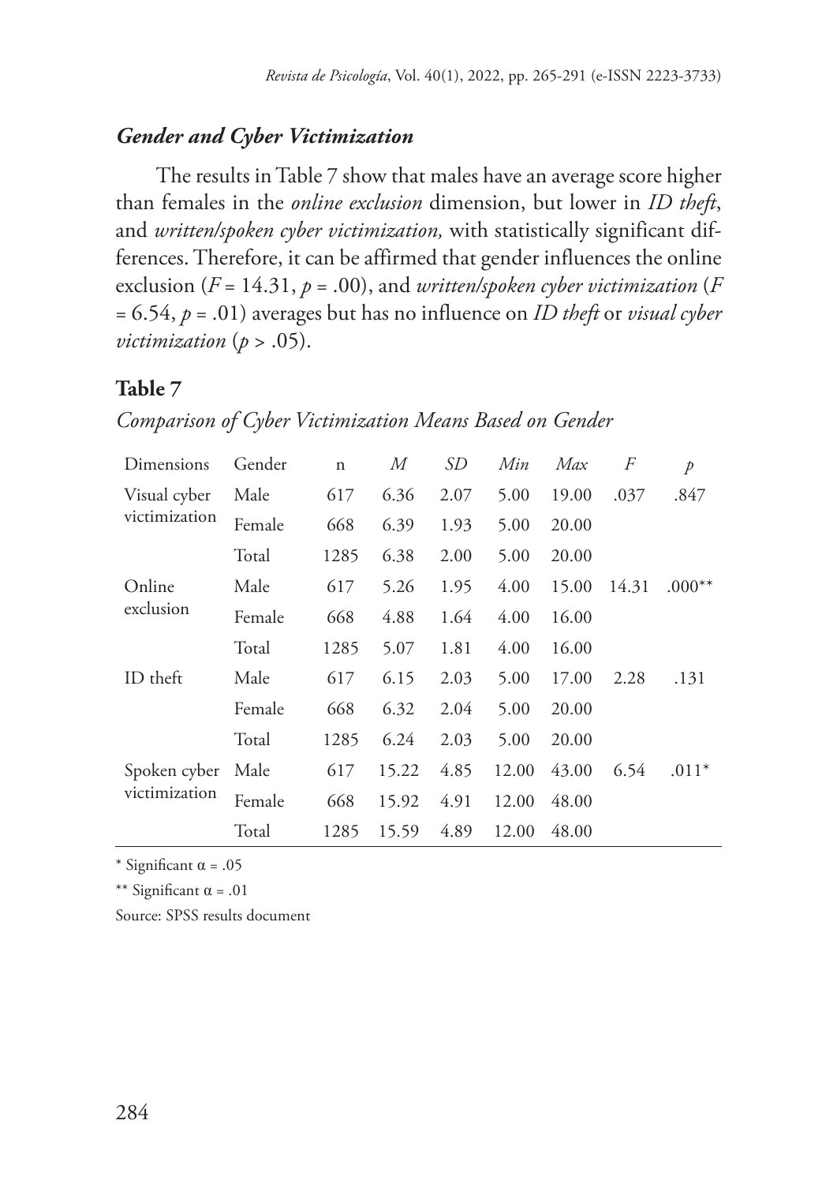### *Gender and Cyber Victimization*

The results in Table 7 show that males have an average score higher than females in the *online exclusion* dimension, but lower in *ID theft*, and *written/spoken cyber victimization,* with statistically significant differences. Therefore, it can be affirmed that gender influences the online exclusion ($F$ = 14.31, $p$ = .00), and *written/spoken cyber victimization* ($F$ = 6.54, $p$ = .01) averages but has no influence on *ID theft* or *visual cyber victimization* ($p$ > .05).

**Table 7**

*Comparison of Cyber Victimization Means Based on Gender*

| Dimensions | Gender | n | *M* | *SD* | *Min* | *Max* | *F* | *p* |
|---|---|---|---|---|---|---|---|---|
| Visual cyber victimization | Male | 617 | 6.36 | 2.07 | 5.00 | 19.00 | .037 | .847 |
| | Female | 668 | 6.39 | 1.93 | 5.00 | 20.00 | | |
| | Total | 1285 | 6.38 | 2.00 | 5.00 | 20.00 | | |
| Online exclusion | Male | 617 | 5.26 | 1.95 | 4.00 | 15.00 | 14.31 | .000** |
| | Female | 668 | 4.88 | 1.64 | 4.00 | 16.00 | | |
| | Total | 1285 | 5.07 | 1.81 | 4.00 | 16.00 | | |
| ID theft | Male | 617 | 6.15 | 2.03 | 5.00 | 17.00 | 2.28 | .131 |
| | Female | 668 | 6.32 | 2.04 | 5.00 | 20.00 | | |
| | Total | 1285 | 6.24 | 2.03 | 5.00 | 20.00 | | |
| Spoken cyber victimization | Male | 617 | 15.22 | 4.85 | 12.00 | 43.00 | 6.54 | .011* |
| | Female | 668 | 15.92 | 4.91 | 12.00 | 48.00 | | |
| | Total | 1285 | 15.59 | 4.89 | 12.00 | 48.00 | | |

\* Significant $\alpha$ = .05

\** Significant $\alpha$ = .01

Source: SPSS results document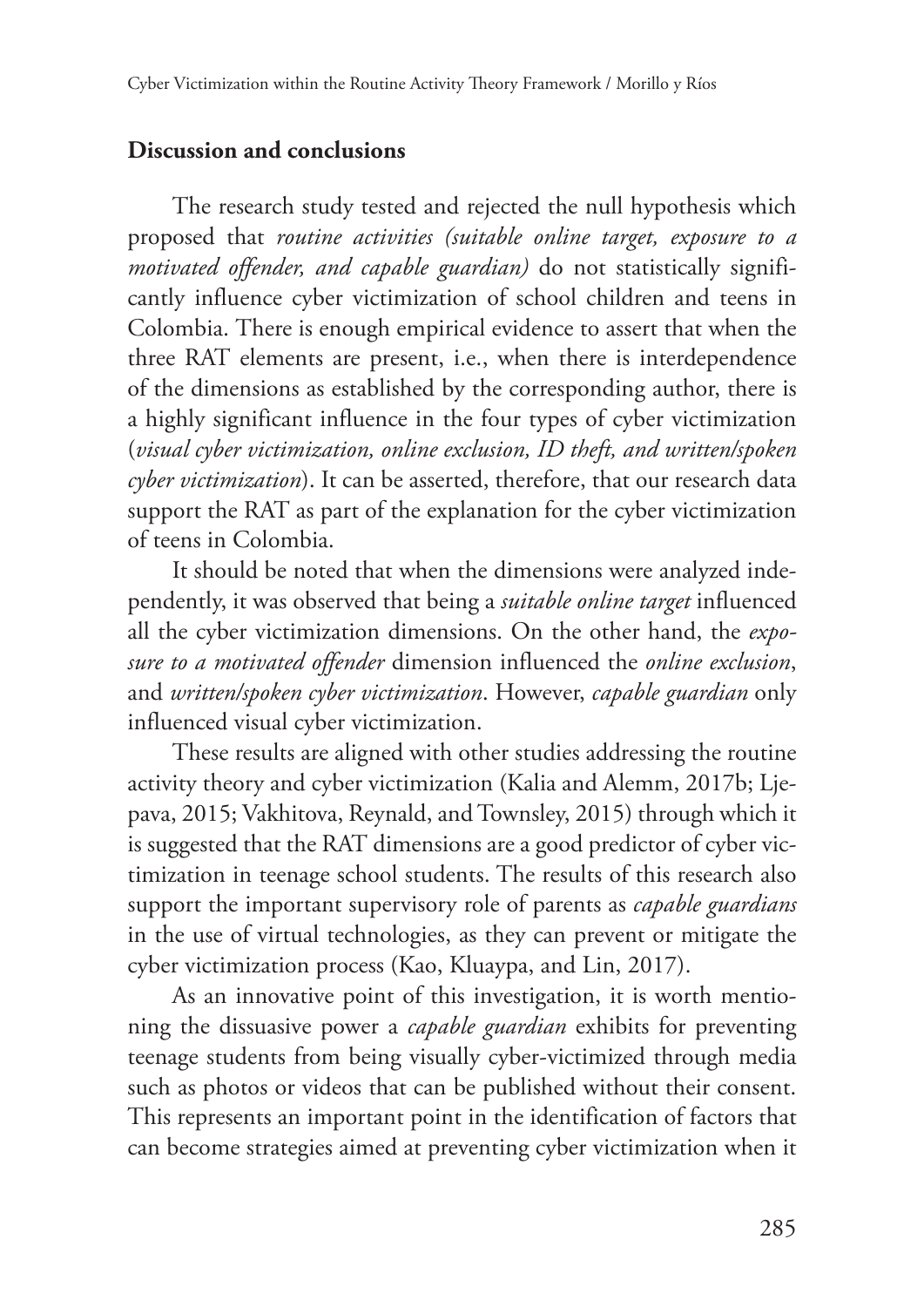## Discussion and conclusions

The research study tested and rejected the null hypothesis which proposed that *routine activities (suitable online target, exposure to a motivated offender, and capable guardian)* do not statistically significantly influence cyber victimization of school children and teens in Colombia. There is enough empirical evidence to assert that when the three RAT elements are present, i.e., when there is interdependence of the dimensions as established by the corresponding author, there is a highly significant influence in the four types of cyber victimization (*visual cyber victimization, online exclusion, ID theft, and written/spoken cyber victimization*). It can be asserted, therefore, that our research data support the RAT as part of the explanation for the cyber victimization of teens in Colombia.

It should be noted that when the dimensions were analyzed independently, it was observed that being a *suitable online target* influenced all the cyber victimization dimensions. On the other hand, the *exposure to a motivated offender* dimension influenced the *online exclusion*, and *written/spoken cyber victimization*. However, *capable guardian* only influenced visual cyber victimization.

These results are aligned with other studies addressing the routine activity theory and cyber victimization (Kalia and Alemm, 2017b; Ljepava, 2015; Vakhitova, Reynald, and Townsley, 2015) through which it is suggested that the RAT dimensions are a good predictor of cyber victimization in teenage school students. The results of this research also support the important supervisory role of parents as *capable guardians* in the use of virtual technologies, as they can prevent or mitigate the cyber victimization process (Kao, Kluaypa, and Lin, 2017).

As an innovative point of this investigation, it is worth mentioning the dissuasive power a *capable guardian* exhibits for preventing teenage students from being visually cyber-victimized through media such as photos or videos that can be published without their consent. This represents an important point in the identification of factors that can become strategies aimed at preventing cyber victimization when it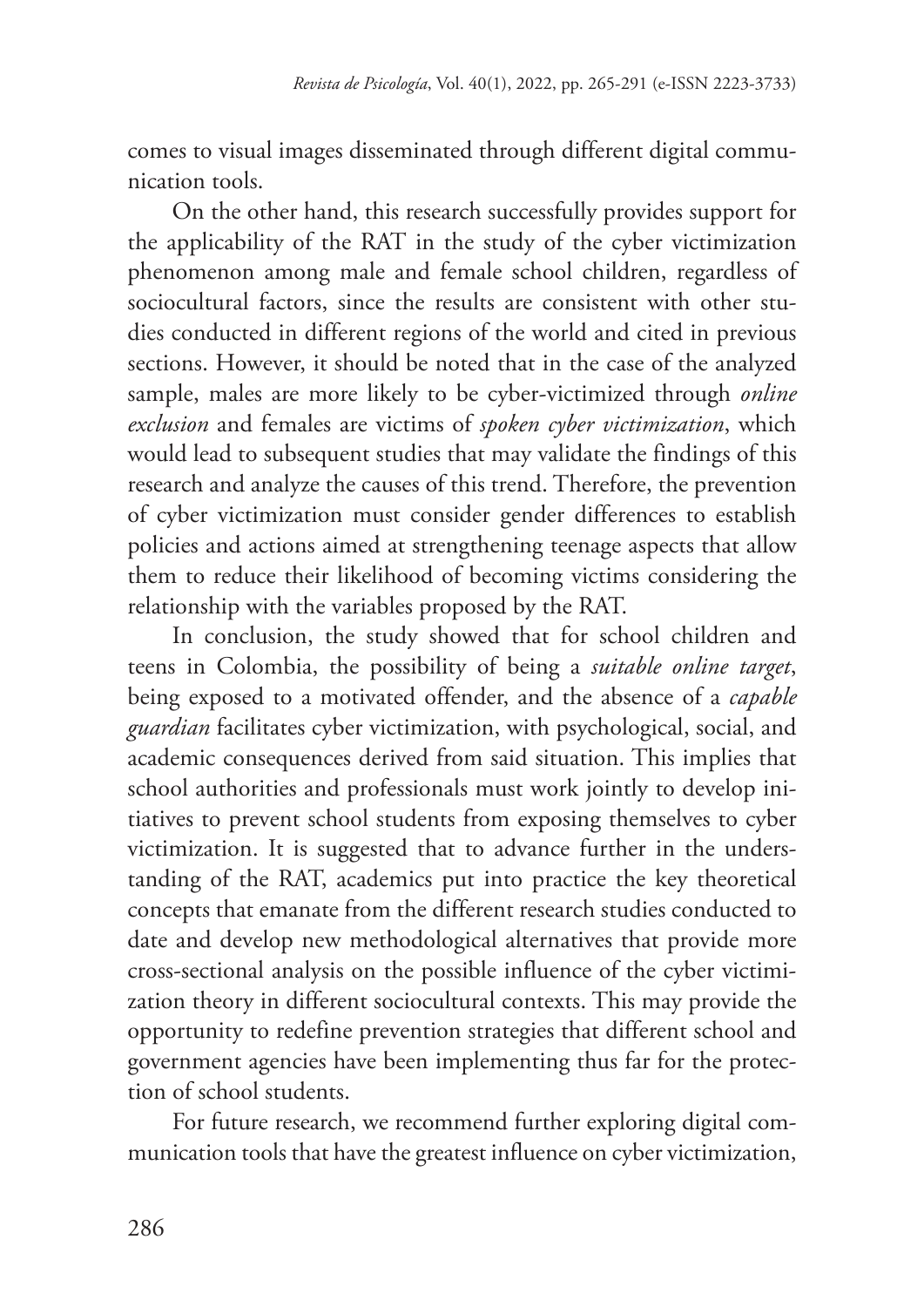comes to visual images disseminated through different digital communication tools.

On the other hand, this research successfully provides support for the applicability of the RAT in the study of the cyber victimization phenomenon among male and female school children, regardless of sociocultural factors, since the results are consistent with other studies conducted in different regions of the world and cited in previous sections. However, it should be noted that in the case of the analyzed sample, males are more likely to be cyber-victimized through *online exclusion* and females are victims of *spoken cyber victimization*, which would lead to subsequent studies that may validate the findings of this research and analyze the causes of this trend. Therefore, the prevention of cyber victimization must consider gender differences to establish policies and actions aimed at strengthening teenage aspects that allow them to reduce their likelihood of becoming victims considering the relationship with the variables proposed by the RAT.

In conclusion, the study showed that for school children and teens in Colombia, the possibility of being a *suitable online target*, being exposed to a motivated offender, and the absence of a *capable guardian* facilitates cyber victimization, with psychological, social, and academic consequences derived from said situation. This implies that school authorities and professionals must work jointly to develop initiatives to prevent school students from exposing themselves to cyber victimization. It is suggested that to advance further in the understanding of the RAT, academics put into practice the key theoretical concepts that emanate from the different research studies conducted to date and develop new methodological alternatives that provide more cross-sectional analysis on the possible influence of the cyber victimization theory in different sociocultural contexts. This may provide the opportunity to redefine prevention strategies that different school and government agencies have been implementing thus far for the protection of school students.

For future research, we recommend further exploring digital communication tools that have the greatest influence on cyber victimization,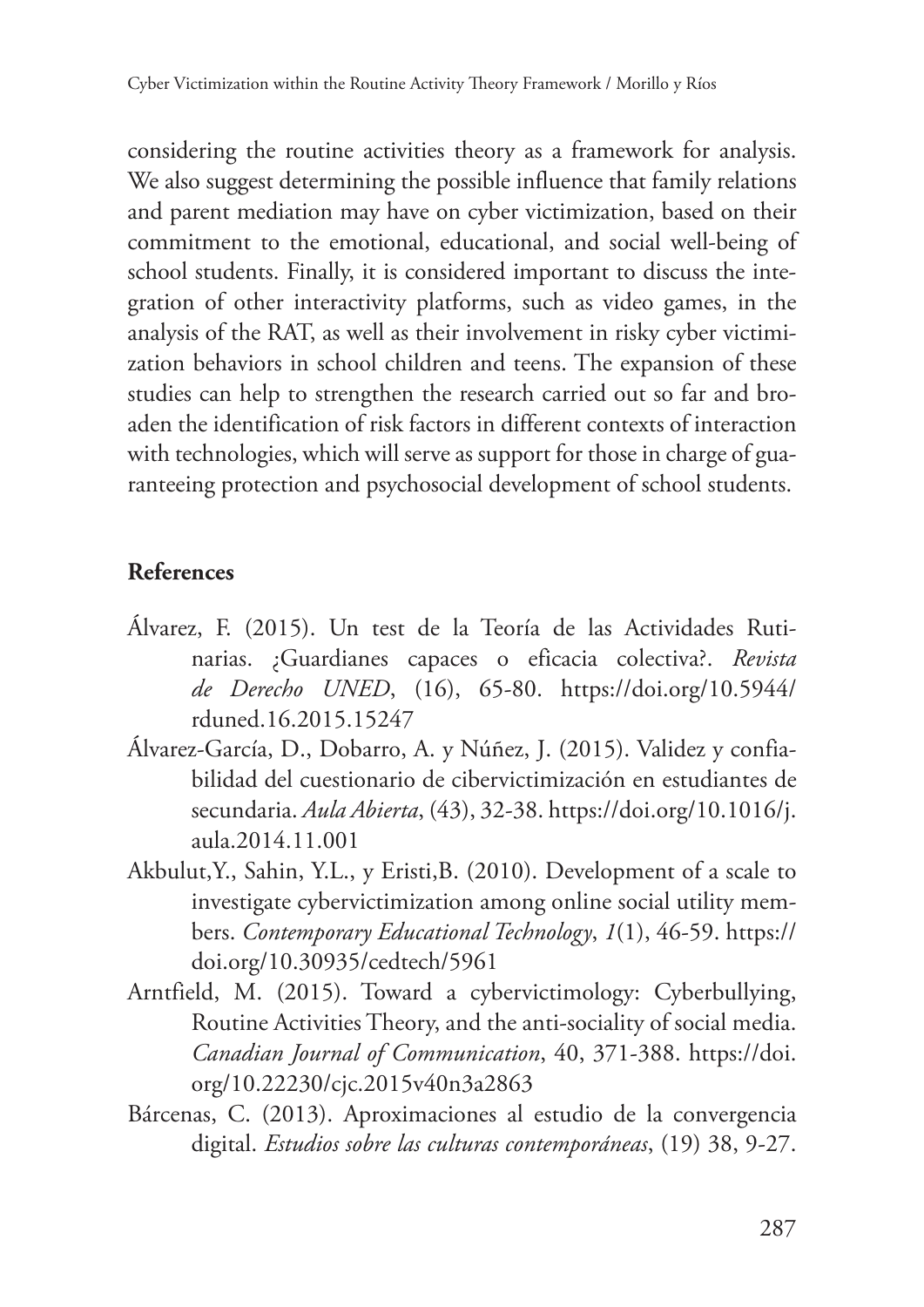considering the routine activities theory as a framework for analysis. We also suggest determining the possible influence that family relations and parent mediation may have on cyber victimization, based on their commitment to the emotional, educational, and social well-being of school students. Finally, it is considered important to discuss the integration of other interactivity platforms, such as video games, in the analysis of the RAT, as well as their involvement in risky cyber victimization behaviors in school children and teens. The expansion of these studies can help to strengthen the research carried out so far and broaden the identification of risk factors in different contexts of interaction with technologies, which will serve as support for those in charge of guaranteeing protection and psychosocial development of school students.

## References

Álvarez, F. (2015). Un test de la Teoría de las Actividades Rutinarias. ¿Guardianes capaces o eficacia colectiva?. *Revista de Derecho UNED*, (16), 65-80. https://doi.org/10.5944/rduned.16.2015.15247

Álvarez-García, D., Dobarro, A. y Núñez, J. (2015). Validez y confiabilidad del cuestionario de cibervictimización en estudiantes de secundaria. *Aula Abierta*, (43), 32-38. https://doi.org/10.1016/j.aula.2014.11.001

Akbulut,Y., Sahin, Y.L., y Eristi,B. (2010). Development of a scale to investigate cybervictimization among online social utility members. *Contemporary Educational Technology*, *1*(1), 46-59. https://doi.org/10.30935/cedtech/5961

Arntfield, M. (2015). Toward a cybervictimology: Cyberbullying, Routine Activities Theory, and the anti-sociality of social media. *Canadian Journal of Communication*, 40, 371-388. https://doi.org/10.22230/cjc.2015v40n3a2863

Bárcenas, C. (2013). Aproximaciones al estudio de la convergencia digital. *Estudios sobre las culturas contemporáneas*, (19) 38, 9-27.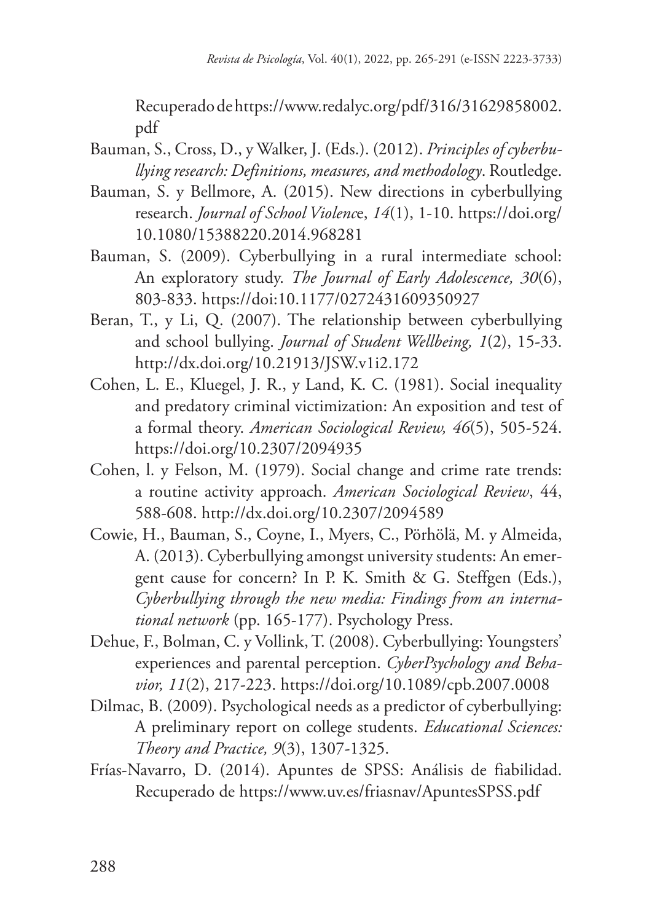Recuperado de https://www.redalyc.org/pdf/316/31629858002.pdf

Bauman, S., Cross, D., y Walker, J. (Eds.). (2012). *Principles of cyberbullying research: Definitions, measures, and methodology*. Routledge.

Bauman, S. y Bellmore, A. (2015). New directions in cyberbullying research. *Journal of School Violenc*e, *14*(1), 1-10. https://doi.org/10.1080/15388220.2014.968281

Bauman, S. (2009). Cyberbullying in a rural intermediate school: An exploratory study. *The Journal of Early Adolescence, 30*(6), 803-833. https://doi:10.1177/0272431609350927

Beran, T., y Li, Q. (2007). The relationship between cyberbullying and school bullying. *Journal of Student Wellbeing, 1*(2), 15-33. http://dx.doi.org/10.21913/JSW.v1i2.172

Cohen, L. E., Kluegel, J. R., y Land, K. C. (1981). Social inequality and predatory criminal victimization: An exposition and test of a formal theory. *American Sociological Review, 46*(5), 505-524. https://doi.org/10.2307/2094935

Cohen, l. y Felson, M. (1979). Social change and crime rate trends: a routine activity approach. *American Sociological Review*, 44, 588-608. http://dx.doi.org/10.2307/2094589

Cowie, H., Bauman, S., Coyne, I., Myers, C., Pörhölä, M. y Almeida, A. (2013). Cyberbullying amongst university students: An emergent cause for concern? In P. K. Smith & G. Steffgen (Eds.), *Cyberbullying through the new media: Findings from an international network* (pp. 165-177). Psychology Press.

Dehue, F., Bolman, C. y Vollink, T. (2008). Cyberbullying: Youngsters' experiences and parental perception. *CyberPsychology and Behavior, 11*(2), 217-223. https://doi.org/10.1089/cpb.2007.0008

Dilmac, B. (2009). Psychological needs as a predictor of cyberbullying: A preliminary report on college students. *Educational Sciences: Theory and Practice, 9*(3), 1307-1325.

Frías-Navarro, D. (2014). Apuntes de SPSS: Análisis de fiabilidad. Recuperado de https://www.uv.es/friasnav/ApuntesSPSS.pdf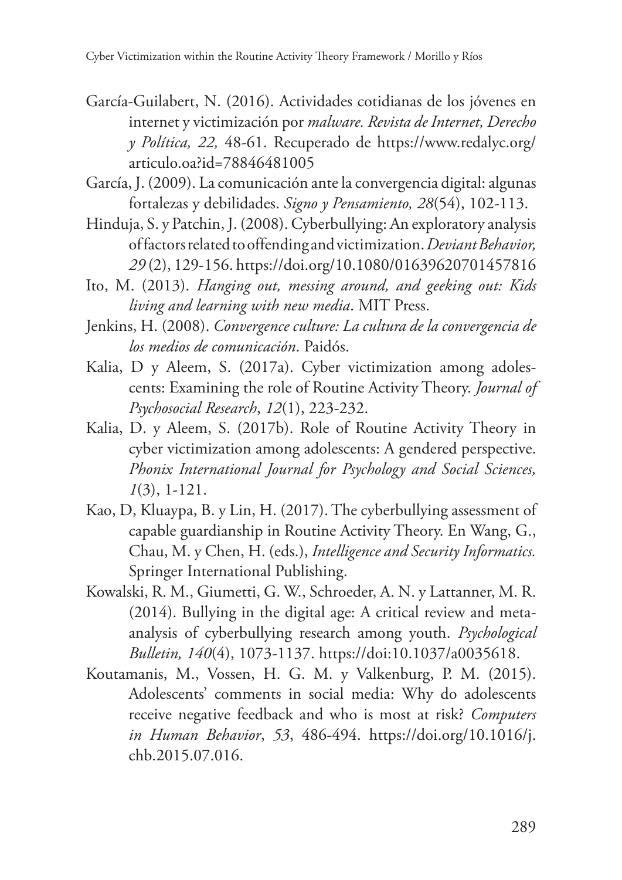García-Guilabert, N. (2016). Actividades cotidianas de los jóvenes en internet y victimización por *malware. Revista de Internet, Derecho y Política, 22,* 48-61. Recuperado de https://www.redalyc.org/articulo.oa?id=78846481005

García, J. (2009). La comunicación ante la convergencia digital: algunas fortalezas y debilidades. *Signo y Pensamiento, 28*(54), 102-113.

Hinduja, S. y Patchin, J. (2008). Cyberbullying: An exploratory analysis of factors related to offending and victimization. *Deviant Behavior, 29* (2), 129-156. https://doi.org/10.1080/01639620701457816

Ito, M. (2013). *Hanging out, messing around, and geeking out: Kids living and learning with new media*. MIT Press.

Jenkins, H. (2008). *Convergence culture: La cultura de la convergencia de los medios de comunicación*. Paidós.

Kalia, D y Aleem, S. (2017a). Cyber victimization among adolescents: Examining the role of Routine Activity Theory. *Journal of Psychosocial Research*, *12*(1), 223-232.

Kalia, D. y Aleem, S. (2017b). Role of Routine Activity Theory in cyber victimization among adolescents: A gendered perspective. *Phonix International Journal for Psychology and Social Sciences, 1*(3), 1-121.

Kao, D, Kluaypa, B. y Lin, H. (2017). The cyberbullying assessment of capable guardianship in Routine Activity Theory. En Wang, G., Chau, M. y Chen, H. (eds.), *Intelligence and Security Informatics.* Springer International Publishing.

Kowalski, R. M., Giumetti, G. W., Schroeder, A. N. y Lattanner, M. R. (2014). Bullying in the digital age: A critical review and meta-analysis of cyberbullying research among youth. *Psychological Bulletin, 140*(4), 1073-1137. https://doi:10.1037/a0035618.

Koutamanis, M., Vossen, H. G. M. y Valkenburg, P. M. (2015). Adolescents' comments in social media: Why do adolescents receive negative feedback and who is most at risk? *Computers in Human Behavior*, *53*, 486-494. https://doi.org/10.1016/j.chb.2015.07.016.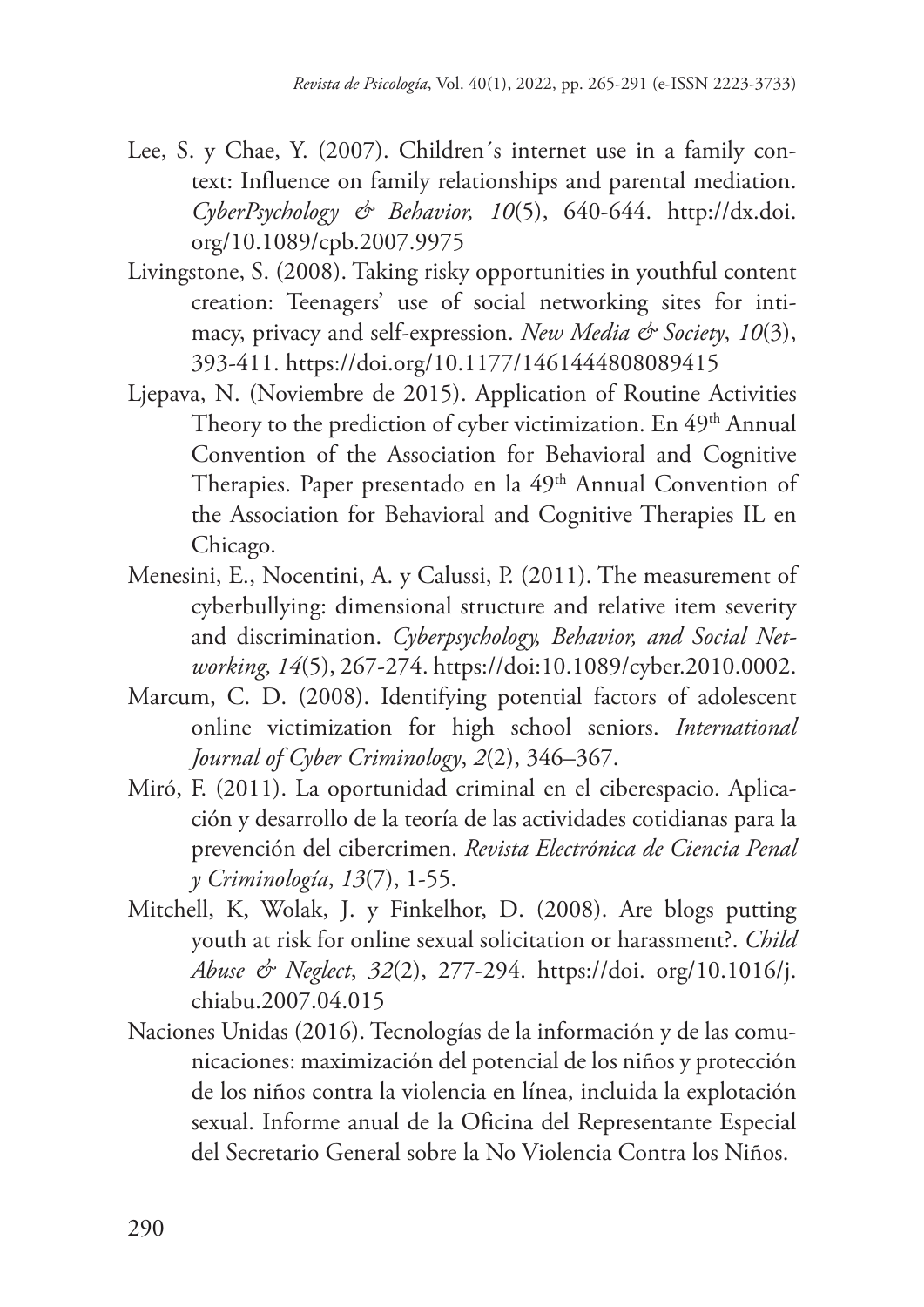Lee, S. y Chae, Y. (2007). Children´s internet use in a family context: Influence on family relationships and parental mediation. *CyberPsychology & Behavior, 10*(5), 640-644. http://dx.doi.org/10.1089/cpb.2007.9975

Livingstone, S. (2008). Taking risky opportunities in youthful content creation: Teenagers' use of social networking sites for intimacy, privacy and self-expression. *New Media & Society*, *10*(3), 393-411. https://doi.org/10.1177/1461444808089415

Ljepava, N. (Noviembre de 2015). Application of Routine Activities Theory to the prediction of cyber victimization. En 49th Annual Convention of the Association for Behavioral and Cognitive Therapies. Paper presentado en la 49th Annual Convention of the Association for Behavioral and Cognitive Therapies IL en Chicago.

Menesini, E., Nocentini, A. y Calussi, P. (2011). The measurement of cyberbullying: dimensional structure and relative item severity and discrimination. *Cyberpsychology, Behavior, and Social Networking, 14*(5), 267-274. https://doi:10.1089/cyber.2010.0002.

Marcum, C. D. (2008). Identifying potential factors of adolescent online victimization for high school seniors. *International Journal of Cyber Criminology*, *2*(2), 346–367.

Miró, F. (2011). La oportunidad criminal en el ciberespacio. Aplicación y desarrollo de la teoría de las actividades cotidianas para la prevención del cibercrimen. *Revista Electrónica de Ciencia Penal y Criminología*, *13*(7), 1-55.

Mitchell, K, Wolak, J. y Finkelhor, D. (2008). Are blogs putting youth at risk for online sexual solicitation or harassment?. *Child Abuse & Neglect*, *32*(2), 277-294. https://doi. org/10.1016/j.chiabu.2007.04.015

Naciones Unidas (2016). Tecnologías de la información y de las comunicaciones: maximización del potencial de los niños y protección de los niños contra la violencia en línea, incluida la explotación sexual. Informe anual de la Oficina del Representante Especial del Secretario General sobre la No Violencia Contra los Niños.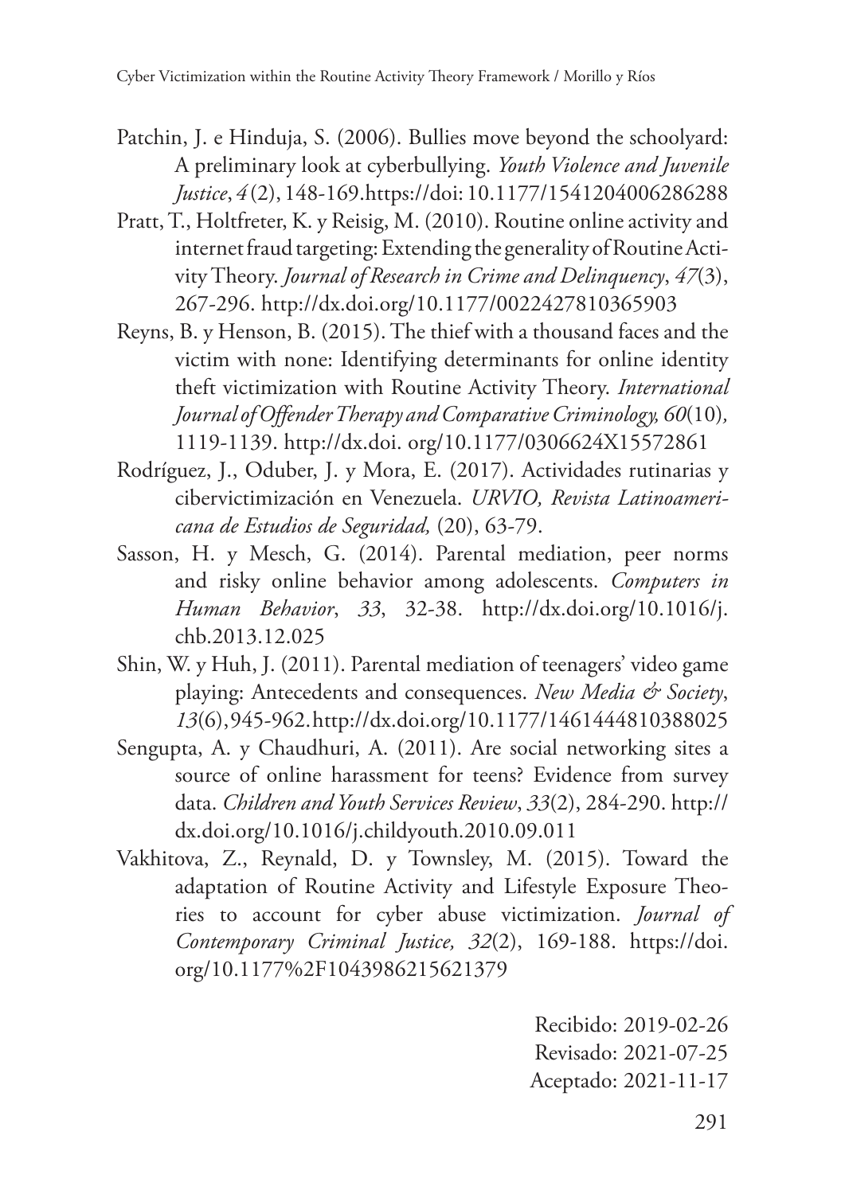Patchin, J. e Hinduja, S. (2006). Bullies move beyond the schoolyard: A preliminary look at cyberbullying. *Youth Violence and Juvenile Justice*, *4* (2), 148-169.https://doi: 10.1177/1541204006286288

Pratt, T., Holtfreter, K. y Reisig, M. (2010). Routine online activity and internet fraud targeting: Extending the generality of Routine Activity Theory. *Journal of Research in Crime and Delinquency*, *47*(3), 267-296. http://dx.doi.org/10.1177/0022427810365903

Reyns, B. y Henson, B. (2015). The thief with a thousand faces and the victim with none: Identifying determinants for online identity theft victimization with Routine Activity Theory. *International Journal of Offender Therapy and Comparative Criminology, 60*(10)*,* 1119-1139. http://dx.doi. org/10.1177/0306624X15572861

Rodríguez, J., Oduber, J. y Mora, E. (2017). Actividades rutinarias y cibervictimización en Venezuela. *URVIO, Revista Latinoamericana de Estudios de Seguridad,* (20), 63-79.

Sasson, H. y Mesch, G. (2014). Parental mediation, peer norms and risky online behavior among adolescents. *Computers in Human Behavior*, *33*, 32-38. http://dx.doi.org/10.1016/j.chb.2013.12.025

Shin, W. y Huh, J. (2011). Parental mediation of teenagers' video game playing: Antecedents and consequences. *New Media & Society*, *13*(6), 945-962. http://dx.doi.org/10.1177/1461444810388025

Sengupta, A. y Chaudhuri, A. (2011). Are social networking sites a source of online harassment for teens? Evidence from survey data. *Children and Youth Services Review*, *33*(2), 284-290. http://dx.doi.org/10.1016/j.childyouth.2010.09.011

Vakhitova, Z., Reynald, D. y Townsley, M. (2015). Toward the adaptation of Routine Activity and Lifestyle Exposure Theories to account for cyber abuse victimization. *Journal of Contemporary Criminal Justice, 32*(2), 169-188. https://doi.org/10.1177%2F1043986215621379

Recibido: 2019-02-26
Revisado: 2021-07-25
Aceptado: 2021-11-17